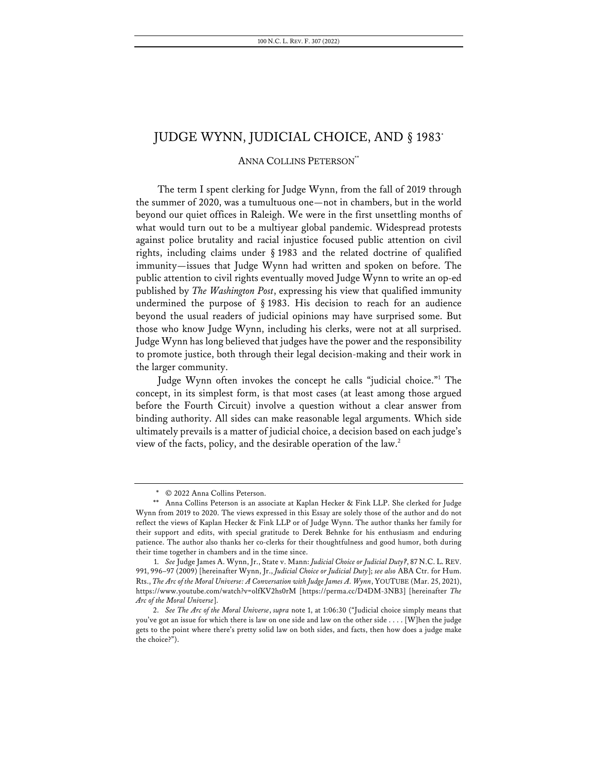# JUDGE WYNN, JUDICIAL CHOICE, AND § 1983*

ANNA COLLINS PETERSON**

The term I spent clerking for Judge Wynn, from the fall of 2019 through the summer of 2020, was a tumultuous one—not in chambers, but in the world beyond our quiet offices in Raleigh. We were in the first unsettling months of what would turn out to be a multiyear global pandemic. Widespread protests against police brutality and racial injustice focused public attention on civil rights, including claims under § 1983 and the related doctrine of qualified immunity—issues that Judge Wynn had written and spoken on before. The public attention to civil rights eventually moved Judge Wynn to write an op-ed published by *The Washington Post*, expressing his view that qualified immunity undermined the purpose of § 1983. His decision to reach for an audience beyond the usual readers of judicial opinions may have surprised some. But those who know Judge Wynn, including his clerks, were not at all surprised. Judge Wynn has long believed that judges have the power and the responsibility to promote justice, both through their legal decision-making and their work in the larger community.

Judge Wynn often invokes the concept he calls "judicial choice."[1] The concept, in its simplest form, is that most cases (at least among those argued before the Fourth Circuit) involve a question without a clear answer from binding authority. All sides can make reasonable legal arguments. Which side ultimately prevails is a matter of judicial choice, a decision based on each judge's view of the facts, policy, and the desirable operation of the law.[2]

---

\* © 2022 Anna Collins Peterson.

\*\* Anna Collins Peterson is an associate at Kaplan Hecker & Fink LLP. She clerked for Judge Wynn from 2019 to 2020. The views expressed in this Essay are solely those of the author and do not reflect the views of Kaplan Hecker & Fink LLP or of Judge Wynn. The author thanks her family for their support and edits, with special gratitude to Derek Behnke for his enthusiasm and enduring patience. The author also thanks her co-clerks for their thoughtfulness and good humor, both during their time together in chambers and in the time since.

1. *See* Judge James A. Wynn, Jr., State v. Mann: *Judicial Choice or Judicial Duty?*, 87 N.C. L. REV. 991, 996–97 (2009) [hereinafter Wynn, Jr., *Judicial Choice or Judicial Duty*]; *see also* ABA Ctr. for Hum. Rts., *The Arc of the Moral Universe: A Conversation with Judge James A. Wynn*, YOUTUBE (Mar. 25, 2021), https://www.youtube.com/watch?v=olfKV2hs0rM [https://perma.cc/D4DM-3NB3] [hereinafter *The Arc of the Moral Universe*].

2. *See The Arc of the Moral Universe*, *supra* note 1, at 1:06:30 ("Judicial choice simply means that you've got an issue for which there is law on one side and law on the other side . . . . [W]hen the judge gets to the point where there's pretty solid law on both sides, and facts, then how does a judge make the choice?").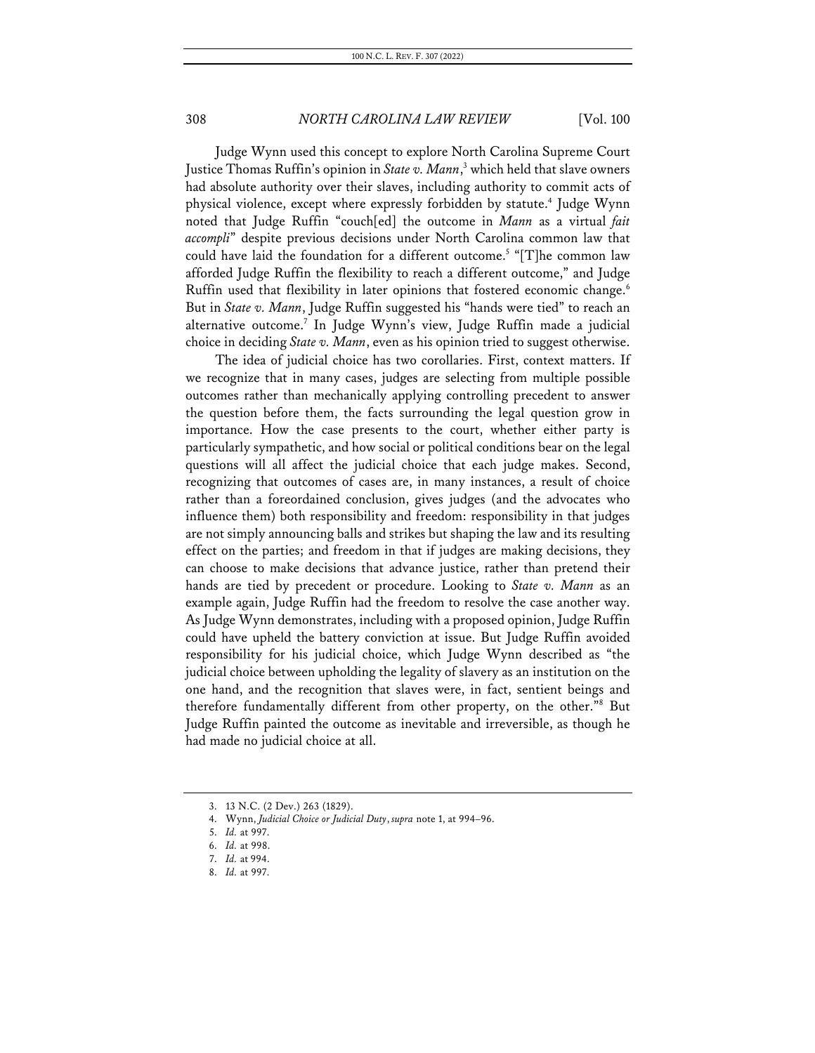Judge Wynn used this concept to explore North Carolina Supreme Court Justice Thomas Ruffin's opinion in *State v. Mann*,[3] which held that slave owners had absolute authority over their slaves, including authority to commit acts of physical violence, except where expressly forbidden by statute.[4] Judge Wynn noted that Judge Ruffin "couch[ed] the outcome in *Mann* as a virtual *fait accompli*" despite previous decisions under North Carolina common law that could have laid the foundation for a different outcome.[5] "[T]he common law afforded Judge Ruffin the flexibility to reach a different outcome," and Judge Ruffin used that flexibility in later opinions that fostered economic change.[6] But in *State v. Mann*, Judge Ruffin suggested his "hands were tied" to reach an alternative outcome.[7] In Judge Wynn's view, Judge Ruffin made a judicial choice in deciding *State v. Mann*, even as his opinion tried to suggest otherwise.

The idea of judicial choice has two corollaries. First, context matters. If we recognize that in many cases, judges are selecting from multiple possible outcomes rather than mechanically applying controlling precedent to answer the question before them, the facts surrounding the legal question grow in importance. How the case presents to the court, whether either party is particularly sympathetic, and how social or political conditions bear on the legal questions will all affect the judicial choice that each judge makes. Second, recognizing that outcomes of cases are, in many instances, a result of choice rather than a foreordained conclusion, gives judges (and the advocates who influence them) both responsibility and freedom: responsibility in that judges are not simply announcing balls and strikes but shaping the law and its resulting effect on the parties; and freedom in that if judges are making decisions, they can choose to make decisions that advance justice, rather than pretend their hands are tied by precedent or procedure. Looking to *State v. Mann* as an example again, Judge Ruffin had the freedom to resolve the case another way. As Judge Wynn demonstrates, including with a proposed opinion, Judge Ruffin could have upheld the battery conviction at issue. But Judge Ruffin avoided responsibility for his judicial choice, which Judge Wynn described as "the judicial choice between upholding the legality of slavery as an institution on the one hand, and the recognition that slaves were, in fact, sentient beings and therefore fundamentally different from other property, on the other."[8] But Judge Ruffin painted the outcome as inevitable and irreversible, as though he had made no judicial choice at all.

3. 13 N.C. (2 Dev.) 263 (1829).
4. Wynn, *Judicial Choice or Judicial Duty*, *supra* note 1, at 994–96.
5. *Id.* at 997.
6. *Id.* at 998.
7. *Id.* at 994.
8. *Id.* at 997.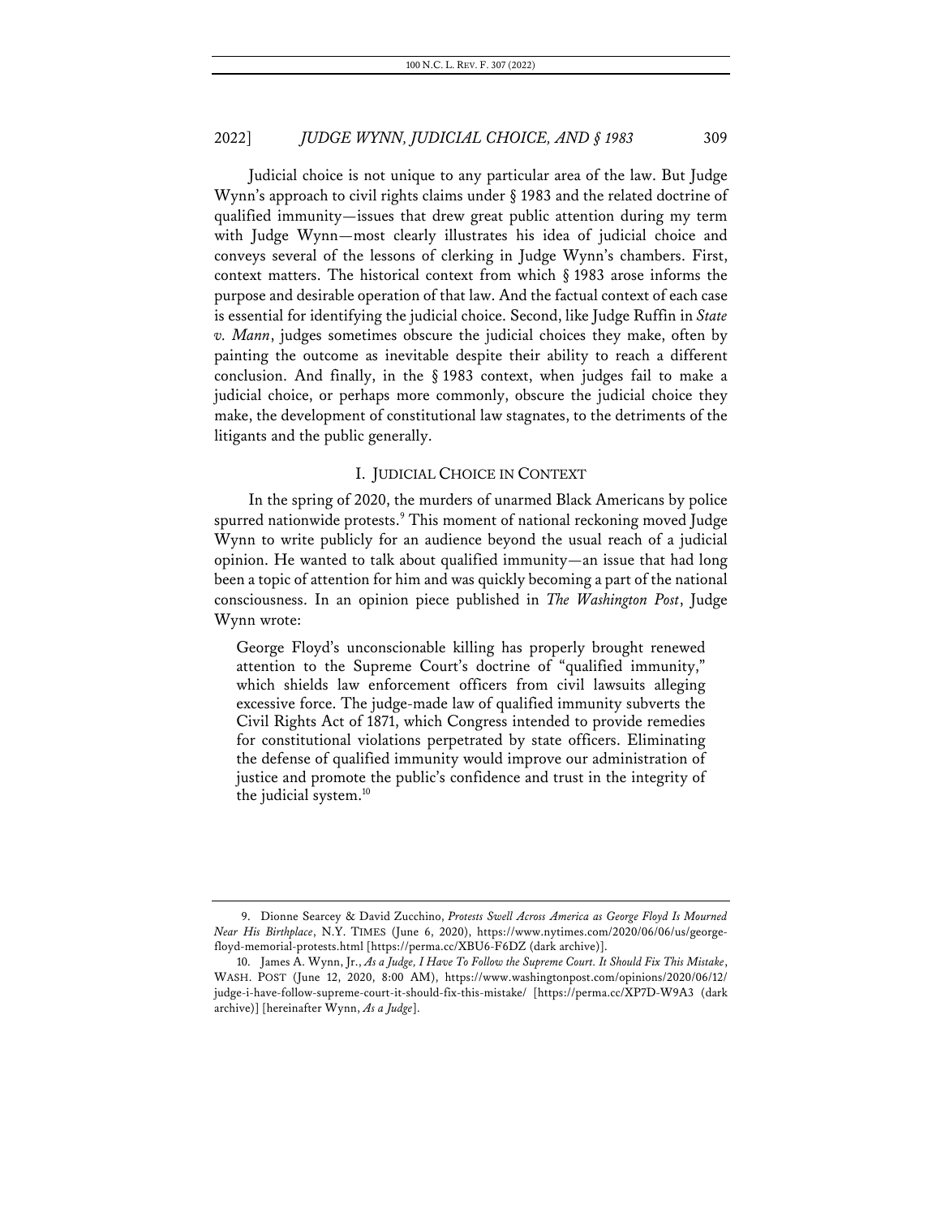Judicial choice is not unique to any particular area of the law. But Judge Wynn's approach to civil rights claims under § 1983 and the related doctrine of qualified immunity—issues that drew great public attention during my term with Judge Wynn—most clearly illustrates his idea of judicial choice and conveys several of the lessons of clerking in Judge Wynn's chambers. First, context matters. The historical context from which § 1983 arose informs the purpose and desirable operation of that law. And the factual context of each case is essential for identifying the judicial choice. Second, like Judge Ruffin in *State v. Mann*, judges sometimes obscure the judicial choices they make, often by painting the outcome as inevitable despite their ability to reach a different conclusion. And finally, in the § 1983 context, when judges fail to make a judicial choice, or perhaps more commonly, obscure the judicial choice they make, the development of constitutional law stagnates, to the detriments of the litigants and the public generally.

## I. JUDICIAL CHOICE IN CONTEXT

In the spring of 2020, the murders of unarmed Black Americans by police spurred nationwide protests.[9] This moment of national reckoning moved Judge Wynn to write publicly for an audience beyond the usual reach of a judicial opinion. He wanted to talk about qualified immunity—an issue that had long been a topic of attention for him and was quickly becoming a part of the national consciousness. In an opinion piece published in *The Washington Post*, Judge Wynn wrote:

> George Floyd's unconscionable killing has properly brought renewed attention to the Supreme Court's doctrine of "qualified immunity," which shields law enforcement officers from civil lawsuits alleging excessive force. The judge-made law of qualified immunity subverts the Civil Rights Act of 1871, which Congress intended to provide remedies for constitutional violations perpetrated by state officers. Eliminating the defense of qualified immunity would improve our administration of justice and promote the public's confidence and trust in the integrity of the judicial system.[10]

---

9. Dionne Searcey & David Zucchino, *Protests Swell Across America as George Floyd Is Mourned Near His Birthplace*, N.Y. TIMES (June 6, 2020), https://www.nytimes.com/2020/06/06/us/george-floyd-memorial-protests.html [https://perma.cc/XBU6-F6DZ (dark archive)].

10. James A. Wynn, Jr., *As a Judge, I Have To Follow the Supreme Court. It Should Fix This Mistake*, WASH. POST (June 12, 2020, 8:00 AM), https://www.washingtonpost.com/opinions/2020/06/12/judge-i-have-follow-supreme-court-it-should-fix-this-mistake/ [https://perma.cc/XP7D-W9A3 (dark archive)] [hereinafter Wynn, *As a Judge*].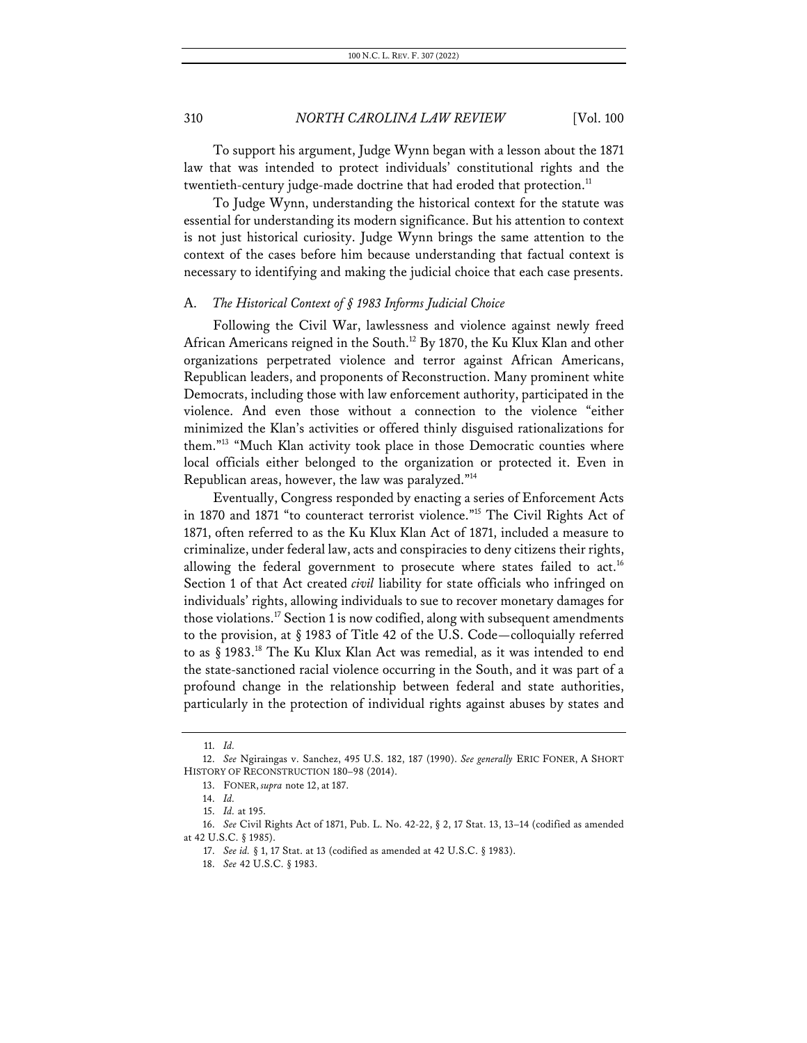To support his argument, Judge Wynn began with a lesson about the 1871 law that was intended to protect individuals' constitutional rights and the twentieth-century judge-made doctrine that had eroded that protection.[11]

To Judge Wynn, understanding the historical context for the statute was essential for understanding its modern significance. But his attention to context is not just historical curiosity. Judge Wynn brings the same attention to the context of the cases before him because understanding that factual context is necessary to identifying and making the judicial choice that each case presents.

## A. *The Historical Context of § 1983 Informs Judicial Choice*

Following the Civil War, lawlessness and violence against newly freed African Americans reigned in the South.[12] By 1870, the Ku Klux Klan and other organizations perpetrated violence and terror against African Americans, Republican leaders, and proponents of Reconstruction. Many prominent white Democrats, including those with law enforcement authority, participated in the violence. And even those without a connection to the violence "either minimized the Klan's activities or offered thinly disguised rationalizations for them."[13] "Much Klan activity took place in those Democratic counties where local officials either belonged to the organization or protected it. Even in Republican areas, however, the law was paralyzed."[14]

Eventually, Congress responded by enacting a series of Enforcement Acts in 1870 and 1871 "to counteract terrorist violence."[15] The Civil Rights Act of 1871, often referred to as the Ku Klux Klan Act of 1871, included a measure to criminalize, under federal law, acts and conspiracies to deny citizens their rights, allowing the federal government to prosecute where states failed to act.[16] Section 1 of that Act created *civil* liability for state officials who infringed on individuals' rights, allowing individuals to sue to recover monetary damages for those violations.[17] Section 1 is now codified, along with subsequent amendments to the provision, at § 1983 of Title 42 of the U.S. Code—colloquially referred to as § 1983.[18] The Ku Klux Klan Act was remedial, as it was intended to end the state-sanctioned racial violence occurring in the South, and it was part of a profound change in the relationship between federal and state authorities, particularly in the protection of individual rights against abuses by states and

---

11. *Id.*

12. *See* Ngiraingas v. Sanchez, 495 U.S. 182, 187 (1990). *See generally* ERIC FONER, A SHORT HISTORY OF RECONSTRUCTION 180–98 (2014).

13. FONER, *supra* note 12, at 187.

14. *Id.*

15. *Id.* at 195.

16. *See* Civil Rights Act of 1871, Pub. L. No. 42-22, § 2, 17 Stat. 13, 13–14 (codified as amended at 42 U.S.C. § 1985).

17. *See id.* § 1, 17 Stat. at 13 (codified as amended at 42 U.S.C. § 1983).

18. *See* 42 U.S.C. § 1983.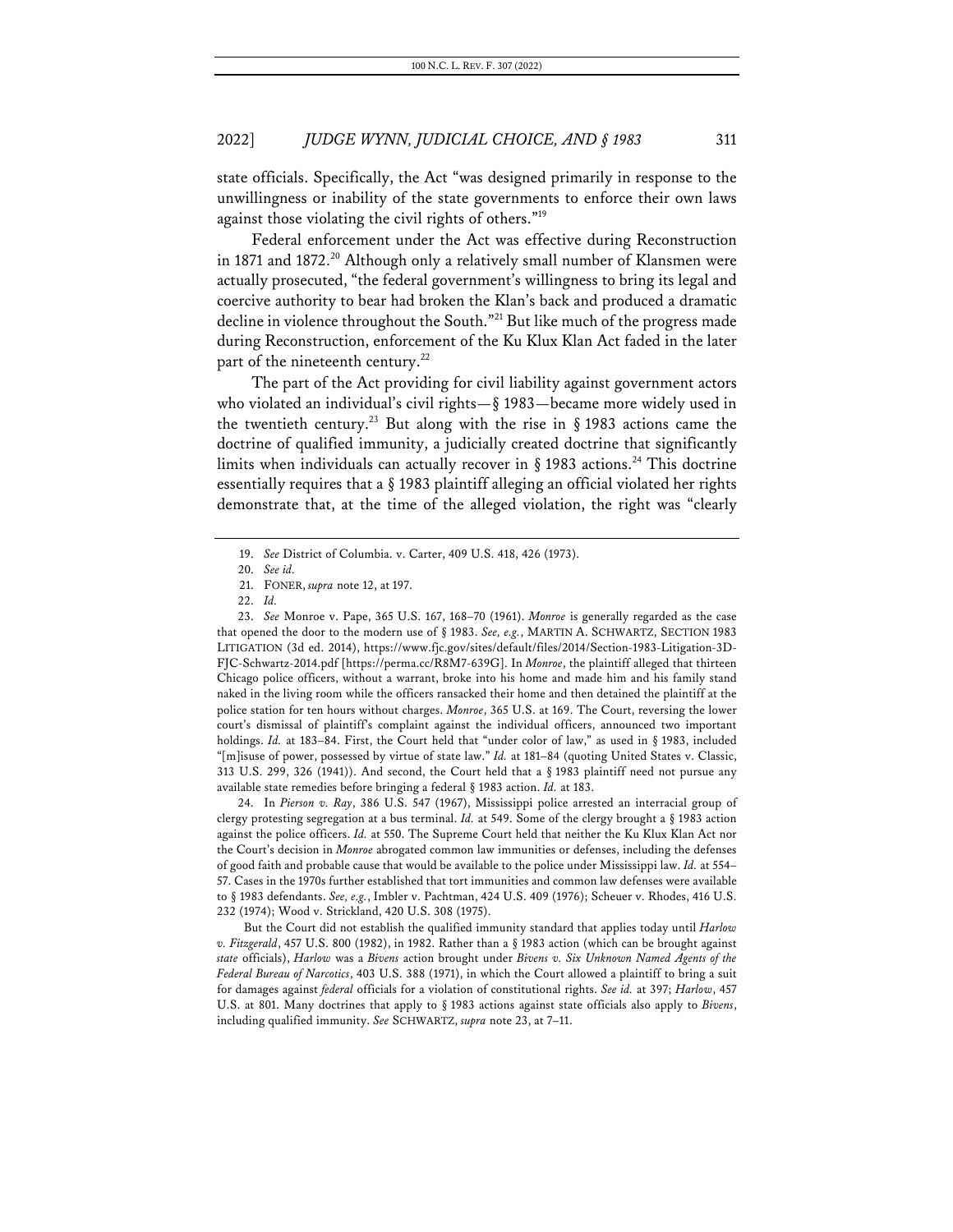state officials. Specifically, the Act "was designed primarily in response to the unwillingness or inability of the state governments to enforce their own laws against those violating the civil rights of others."[19]

Federal enforcement under the Act was effective during Reconstruction in 1871 and 1872.[20] Although only a relatively small number of Klansmen were actually prosecuted, "the federal government's willingness to bring its legal and coercive authority to bear had broken the Klan's back and produced a dramatic decline in violence throughout the South."[21] But like much of the progress made during Reconstruction, enforcement of the Ku Klux Klan Act faded in the later part of the nineteenth century.[22]

The part of the Act providing for civil liability against government actors who violated an individual's civil rights—§ 1983—became more widely used in the twentieth century.[23] But along with the rise in § 1983 actions came the doctrine of qualified immunity, a judicially created doctrine that significantly limits when individuals can actually recover in § 1983 actions.[24] This doctrine essentially requires that a § 1983 plaintiff alleging an official violated her rights demonstrate that, at the time of the alleged violation, the right was "clearly

---

19. *See* District of Columbia. v. Carter, 409 U.S. 418, 426 (1973).

20. *See id.*

21. FONER, *supra* note 12, at 197.

22. *Id.*

23. *See* Monroe v. Pape, 365 U.S. 167, 168–70 (1961). *Monroe* is generally regarded as the case that opened the door to the modern use of § 1983. *See, e.g.*, MARTIN A. SCHWARTZ, SECTION 1983 LITIGATION (3d ed. 2014), https://www.fjc.gov/sites/default/files/2014/Section-1983-Litigation-3D-FJC-Schwartz-2014.pdf [https://perma.cc/R8M7-639G]. In *Monroe*, the plaintiff alleged that thirteen Chicago police officers, without a warrant, broke into his home and made him and his family stand naked in the living room while the officers ransacked their home and then detained the plaintiff at the police station for ten hours without charges. *Monroe*, 365 U.S. at 169. The Court, reversing the lower court's dismissal of plaintiff's complaint against the individual officers, announced two important holdings. *Id.* at 183–84. First, the Court held that "under color of law," as used in § 1983, included "[m]isuse of power, possessed by virtue of state law." *Id.* at 181–84 (quoting United States v. Classic, 313 U.S. 299, 326 (1941)). And second, the Court held that a § 1983 plaintiff need not pursue any available state remedies before bringing a federal § 1983 action. *Id.* at 183.

24. In *Pierson v. Ray*, 386 U.S. 547 (1967), Mississippi police arrested an interracial group of clergy protesting segregation at a bus terminal. *Id.* at 549. Some of the clergy brought a § 1983 action against the police officers. *Id.* at 550. The Supreme Court held that neither the Ku Klux Klan Act nor the Court's decision in *Monroe* abrogated common law immunities or defenses, including the defenses of good faith and probable cause that would be available to the police under Mississippi law. *Id.* at 554–57. Cases in the 1970s further established that tort immunities and common law defenses were available to § 1983 defendants. *See, e.g.*, Imbler v. Pachtman, 424 U.S. 409 (1976); Scheuer v. Rhodes, 416 U.S. 232 (1974); Wood v. Strickland, 420 U.S. 308 (1975).

But the Court did not establish the qualified immunity standard that applies today until *Harlow v. Fitzgerald*, 457 U.S. 800 (1982), in 1982. Rather than a § 1983 action (which can be brought against *state* officials), *Harlow* was a *Bivens* action brought under *Bivens v. Six Unknown Named Agents of the Federal Bureau of Narcotics*, 403 U.S. 388 (1971), in which the Court allowed a plaintiff to bring a suit for damages against *federal* officials for a violation of constitutional rights. *See id.* at 397; *Harlow*, 457 U.S. at 801. Many doctrines that apply to § 1983 actions against state officials also apply to *Bivens*, including qualified immunity. *See* SCHWARTZ, *supra* note 23, at 7–11.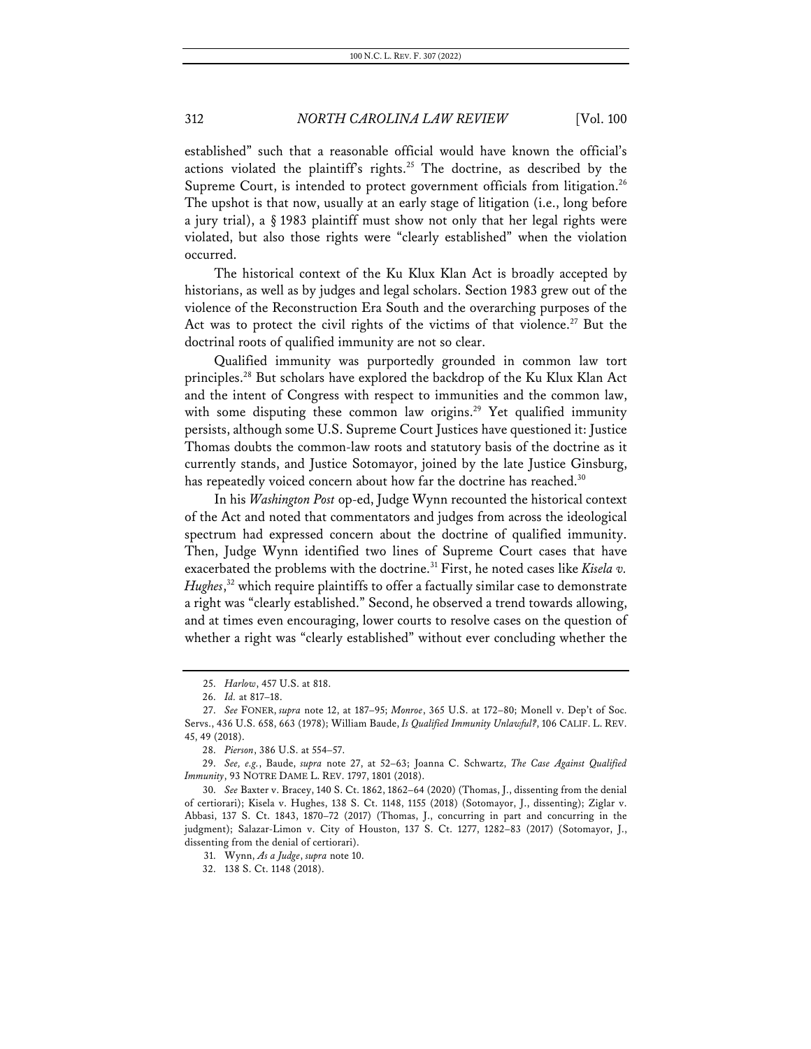established" such that a reasonable official would have known the official's actions violated the plaintiff's rights.[25] The doctrine, as described by the Supreme Court, is intended to protect government officials from litigation.[26] The upshot is that now, usually at an early stage of litigation (i.e., long before a jury trial), a § 1983 plaintiff must show not only that her legal rights were violated, but also those rights were "clearly established" when the violation occurred.

The historical context of the Ku Klux Klan Act is broadly accepted by historians, as well as by judges and legal scholars. Section 1983 grew out of the violence of the Reconstruction Era South and the overarching purposes of the Act was to protect the civil rights of the victims of that violence.[27] But the doctrinal roots of qualified immunity are not so clear.

Qualified immunity was purportedly grounded in common law tort principles.[28] But scholars have explored the backdrop of the Ku Klux Klan Act and the intent of Congress with respect to immunities and the common law, with some disputing these common law origins.[29] Yet qualified immunity persists, although some U.S. Supreme Court Justices have questioned it: Justice Thomas doubts the common-law roots and statutory basis of the doctrine as it currently stands, and Justice Sotomayor, joined by the late Justice Ginsburg, has repeatedly voiced concern about how far the doctrine has reached.[30]

In his *Washington Post* op-ed, Judge Wynn recounted the historical context of the Act and noted that commentators and judges from across the ideological spectrum had expressed concern about the doctrine of qualified immunity. Then, Judge Wynn identified two lines of Supreme Court cases that have exacerbated the problems with the doctrine.[31] First, he noted cases like *Kisela v. Hughes*,[32] which require plaintiffs to offer a factually similar case to demonstrate a right was "clearly established." Second, he observed a trend towards allowing, and at times even encouraging, lower courts to resolve cases on the question of whether a right was "clearly established" without ever concluding whether the

25. *Harlow*, 457 U.S. at 818.

26. *Id.* at 817–18.

27. *See* FONER, *supra* note 12, at 187–95; *Monroe*, 365 U.S. at 172–80; Monell v. Dep't of Soc. Servs., 436 U.S. 658, 663 (1978); William Baude, *Is Qualified Immunity Unlawful?*, 106 CALIF. L. REV. 45, 49 (2018).

28. *Pierson*, 386 U.S. at 554–57.

29. *See, e.g.*, Baude, *supra* note 27, at 52–63; Joanna C. Schwartz, *The Case Against Qualified Immunity*, 93 NOTRE DAME L. REV. 1797, 1801 (2018).

30. *See* Baxter v. Bracey, 140 S. Ct. 1862, 1862–64 (2020) (Thomas, J., dissenting from the denial of certiorari); Kisela v. Hughes, 138 S. Ct. 1148, 1155 (2018) (Sotomayor, J., dissenting); Ziglar v. Abbasi, 137 S. Ct. 1843, 1870–72 (2017) (Thomas, J., concurring in part and concurring in the judgment); Salazar-Limon v. City of Houston, 137 S. Ct. 1277, 1282–83 (2017) (Sotomayor, J., dissenting from the denial of certiorari).

31. Wynn, *As a Judge*, *supra* note 10.

32. 138 S. Ct. 1148 (2018).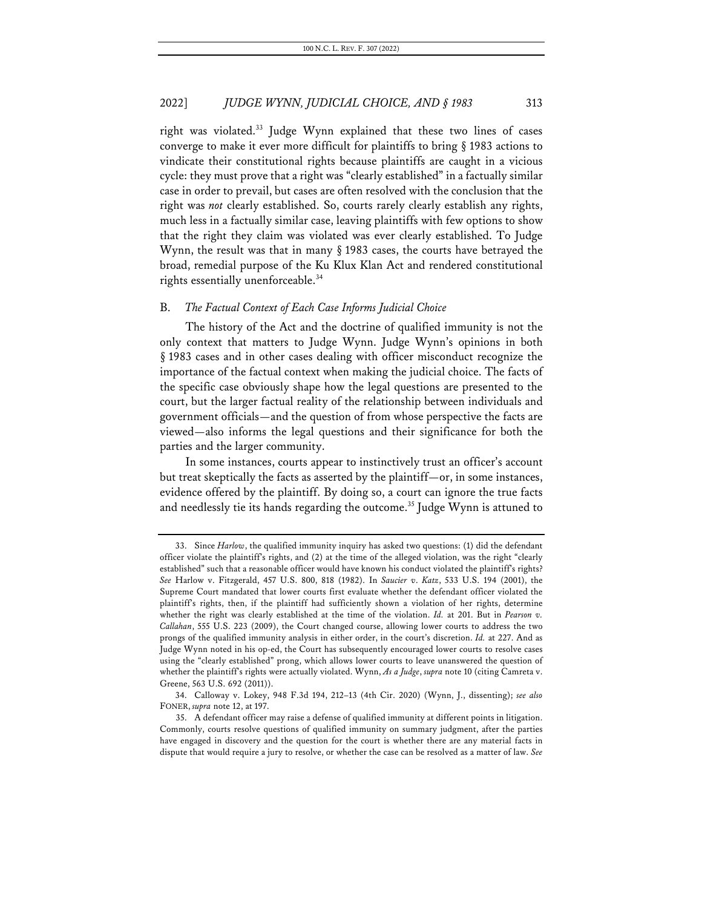right was violated.[33] Judge Wynn explained that these two lines of cases converge to make it ever more difficult for plaintiffs to bring § 1983 actions to vindicate their constitutional rights because plaintiffs are caught in a vicious cycle: they must prove that a right was "clearly established" in a factually similar case in order to prevail, but cases are often resolved with the conclusion that the right was *not* clearly established. So, courts rarely clearly establish any rights, much less in a factually similar case, leaving plaintiffs with few options to show that the right they claim was violated was ever clearly established. To Judge Wynn, the result was that in many § 1983 cases, the courts have betrayed the broad, remedial purpose of the Ku Klux Klan Act and rendered constitutional rights essentially unenforceable.[34]

## B. *The Factual Context of Each Case Informs Judicial Choice*

The history of the Act and the doctrine of qualified immunity is not the only context that matters to Judge Wynn. Judge Wynn's opinions in both § 1983 cases and in other cases dealing with officer misconduct recognize the importance of the factual context when making the judicial choice. The facts of the specific case obviously shape how the legal questions are presented to the court, but the larger factual reality of the relationship between individuals and government officials—and the question of from whose perspective the facts are viewed—also informs the legal questions and their significance for both the parties and the larger community.

In some instances, courts appear to instinctively trust an officer's account but treat skeptically the facts as asserted by the plaintiff—or, in some instances, evidence offered by the plaintiff. By doing so, a court can ignore the true facts and needlessly tie its hands regarding the outcome.[35] Judge Wynn is attuned to

---

33. Since *Harlow*, the qualified immunity inquiry has asked two questions: (1) did the defendant officer violate the plaintiff's rights, and (2) at the time of the alleged violation, was the right "clearly established" such that a reasonable officer would have known his conduct violated the plaintiff's rights? *See* Harlow v. Fitzgerald, 457 U.S. 800, 818 (1982). In *Saucier v. Katz*, 533 U.S. 194 (2001), the Supreme Court mandated that lower courts first evaluate whether the defendant officer violated the plaintiff's rights, then, if the plaintiff had sufficiently shown a violation of her rights, determine whether the right was clearly established at the time of the violation. *Id.* at 201. But in *Pearson v. Callahan*, 555 U.S. 223 (2009), the Court changed course, allowing lower courts to address the two prongs of the qualified immunity analysis in either order, in the court's discretion. *Id.* at 227. And as Judge Wynn noted in his op-ed, the Court has subsequently encouraged lower courts to resolve cases using the "clearly established" prong, which allows lower courts to leave unanswered the question of whether the plaintiff's rights were actually violated. Wynn, *As a Judge*, *supra* note 10 (citing Camreta v. Greene, 563 U.S. 692 (2011)).

34. Calloway v. Lokey, 948 F.3d 194, 212–13 (4th Cir. 2020) (Wynn, J., dissenting); *see also* FONER, *supra* note 12, at 197.

35. A defendant officer may raise a defense of qualified immunity at different points in litigation. Commonly, courts resolve questions of qualified immunity on summary judgment, after the parties have engaged in discovery and the question for the court is whether there are any material facts in dispute that would require a jury to resolve, or whether the case can be resolved as a matter of law. *See*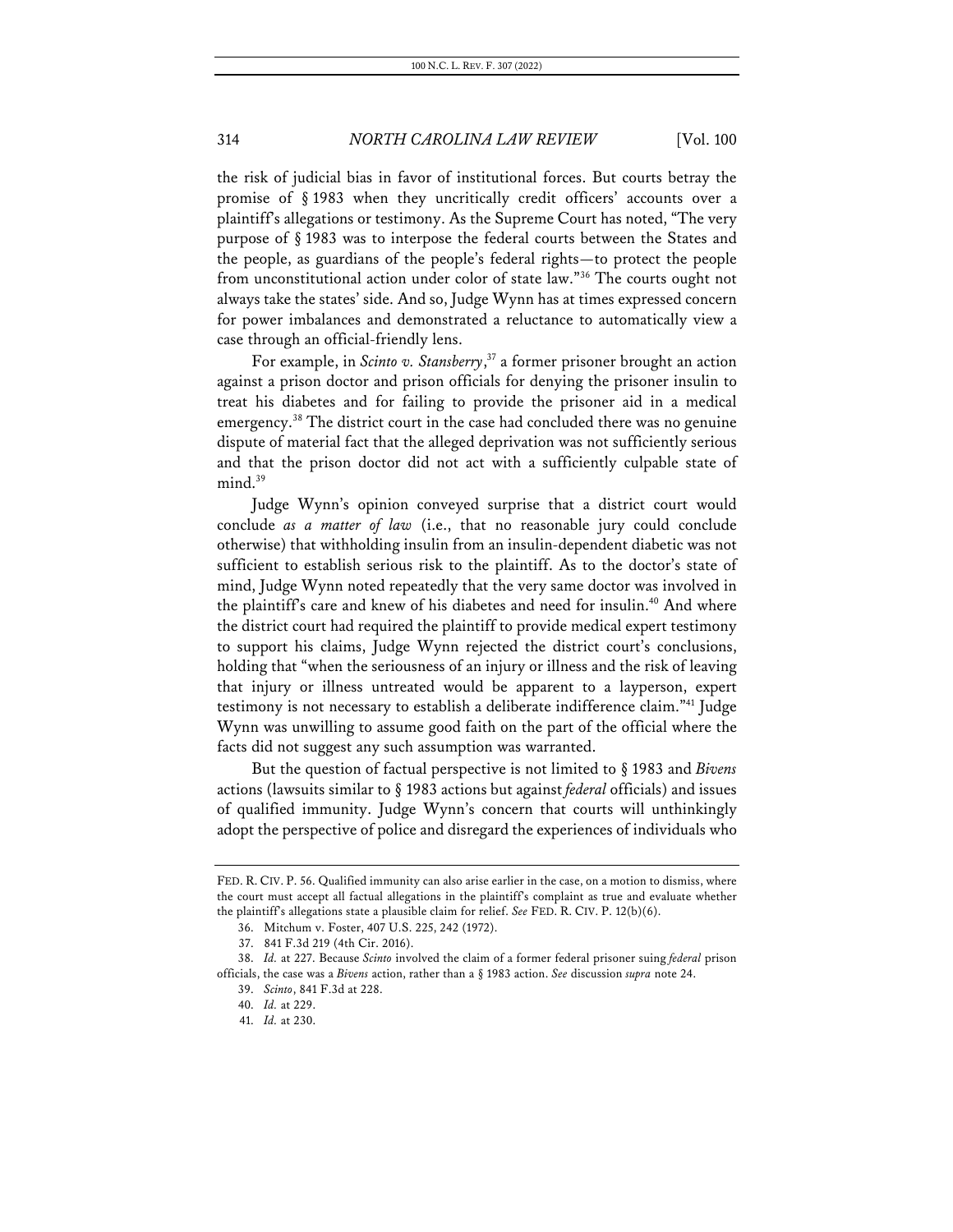the risk of judicial bias in favor of institutional forces. But courts betray the promise of § 1983 when they uncritically credit officers' accounts over a plaintiff's allegations or testimony. As the Supreme Court has noted, "The very purpose of § 1983 was to interpose the federal courts between the States and the people, as guardians of the people's federal rights—to protect the people from unconstitutional action under color of state law."[36] The courts ought not always take the states' side. And so, Judge Wynn has at times expressed concern for power imbalances and demonstrated a reluctance to automatically view a case through an official-friendly lens.

For example, in *Scinto v. Stansberry*,[37] a former prisoner brought an action against a prison doctor and prison officials for denying the prisoner insulin to treat his diabetes and for failing to provide the prisoner aid in a medical emergency.[38] The district court in the case had concluded there was no genuine dispute of material fact that the alleged deprivation was not sufficiently serious and that the prison doctor did not act with a sufficiently culpable state of mind.[39]

Judge Wynn's opinion conveyed surprise that a district court would conclude *as a matter of law* (i.e., that no reasonable jury could conclude otherwise) that withholding insulin from an insulin-dependent diabetic was not sufficient to establish serious risk to the plaintiff. As to the doctor's state of mind, Judge Wynn noted repeatedly that the very same doctor was involved in the plaintiff's care and knew of his diabetes and need for insulin.[40] And where the district court had required the plaintiff to provide medical expert testimony to support his claims, Judge Wynn rejected the district court's conclusions, holding that "when the seriousness of an injury or illness and the risk of leaving that injury or illness untreated would be apparent to a layperson, expert testimony is not necessary to establish a deliberate indifference claim."[41] Judge Wynn was unwilling to assume good faith on the part of the official where the facts did not suggest any such assumption was warranted.

But the question of factual perspective is not limited to § 1983 and *Bivens* actions (lawsuits similar to § 1983 actions but against *federal* officials) and issues of qualified immunity. Judge Wynn's concern that courts will unthinkingly adopt the perspective of police and disregard the experiences of individuals who

---

FED. R. CIV. P. 56. Qualified immunity can also arise earlier in the case, on a motion to dismiss, where the court must accept all factual allegations in the plaintiff's complaint as true and evaluate whether the plaintiff's allegations state a plausible claim for relief. *See* FED. R. CIV. P. 12(b)(6).

36. Mitchum v. Foster, 407 U.S. 225, 242 (1972).

37. 841 F.3d 219 (4th Cir. 2016).

38. *Id.* at 227. Because *Scinto* involved the claim of a former federal prisoner suing *federal* prison officials, the case was a *Bivens* action, rather than a § 1983 action. *See* discussion *supra* note 24.

39. *Scinto*, 841 F.3d at 228.

40. *Id.* at 229.

41. *Id.* at 230.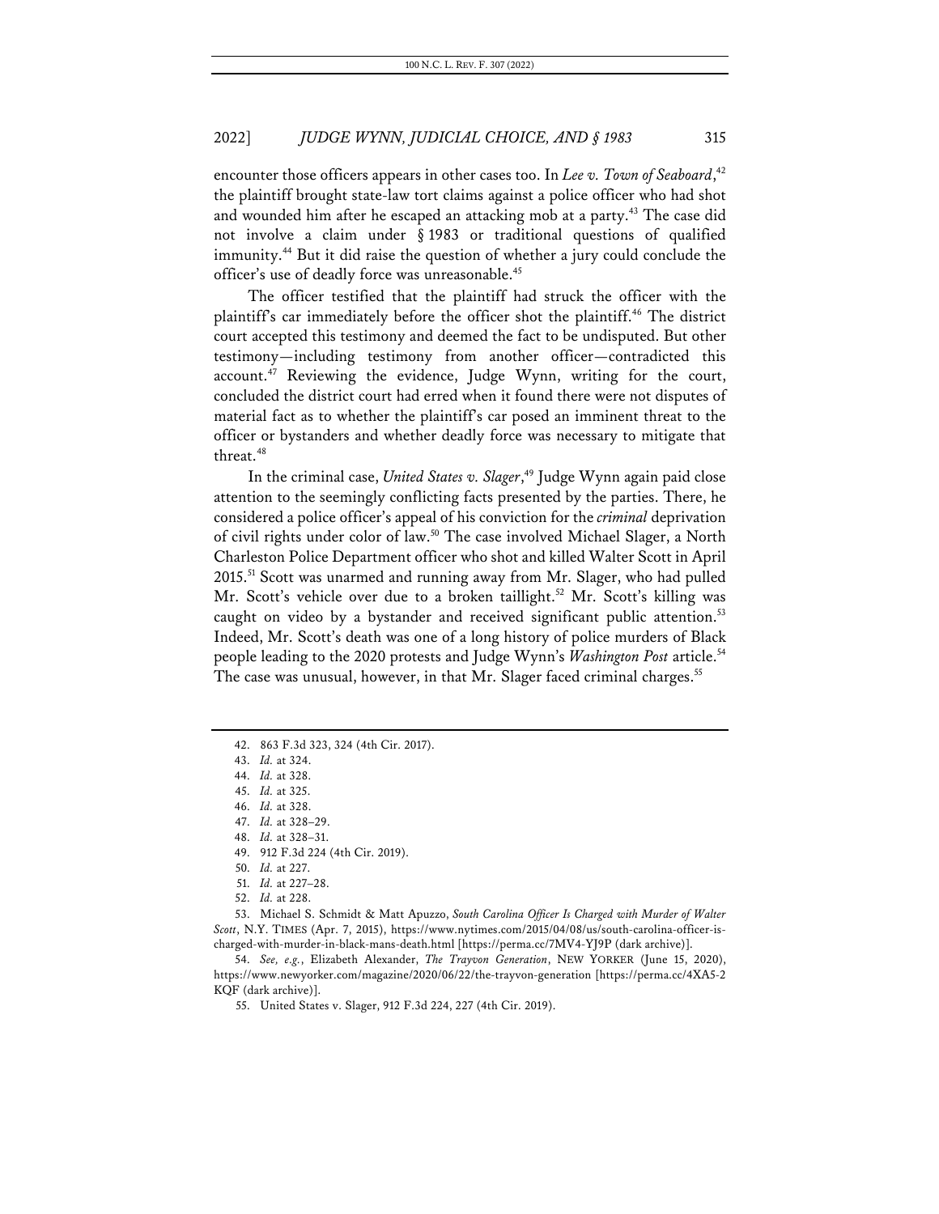encounter those officers appears in other cases too. In *Lee v. Town of Seaboard*,[42] the plaintiff brought state-law tort claims against a police officer who had shot and wounded him after he escaped an attacking mob at a party.[43] The case did not involve a claim under § 1983 or traditional questions of qualified immunity.[44] But it did raise the question of whether a jury could conclude the officer's use of deadly force was unreasonable.[45]

The officer testified that the plaintiff had struck the officer with the plaintiff's car immediately before the officer shot the plaintiff.[46] The district court accepted this testimony and deemed the fact to be undisputed. But other testimony—including testimony from another officer—contradicted this account.[47] Reviewing the evidence, Judge Wynn, writing for the court, concluded the district court had erred when it found there were not disputes of material fact as to whether the plaintiff's car posed an imminent threat to the officer or bystanders and whether deadly force was necessary to mitigate that threat.[48]

In the criminal case, *United States v. Slager*,[49] Judge Wynn again paid close attention to the seemingly conflicting facts presented by the parties. There, he considered a police officer's appeal of his conviction for the *criminal* deprivation of civil rights under color of law.[50] The case involved Michael Slager, a North Charleston Police Department officer who shot and killed Walter Scott in April 2015.[51] Scott was unarmed and running away from Mr. Slager, who had pulled Mr. Scott's vehicle over due to a broken taillight.[52] Mr. Scott's killing was caught on video by a bystander and received significant public attention.[53] Indeed, Mr. Scott's death was one of a long history of police murders of Black people leading to the 2020 protests and Judge Wynn's *Washington Post* article.[54] The case was unusual, however, in that Mr. Slager faced criminal charges.[55]

---

42. 863 F.3d 323, 324 (4th Cir. 2017).

43. *Id.* at 324.

44. *Id.* at 328.

45. *Id.* at 325.

46. *Id.* at 328.

47. *Id.* at 328–29.

48. *Id.* at 328–31.

49. 912 F.3d 224 (4th Cir. 2019).

50. *Id.* at 227.

51. *Id.* at 227–28.

52. *Id.* at 228.

53. Michael S. Schmidt & Matt Apuzzo, *South Carolina Officer Is Charged with Murder of Walter Scott*, N.Y. TIMES (Apr. 7, 2015), https://www.nytimes.com/2015/04/08/us/south-carolina-officer-is-charged-with-murder-in-black-mans-death.html [https://perma.cc/7MV4-YJ9P (dark archive)].

54. *See, e.g.*, Elizabeth Alexander, *The Trayvon Generation*, NEW YORKER (June 15, 2020), https://www.newyorker.com/magazine/2020/06/22/the-trayvon-generation [https://perma.cc/4XA5-2KQF (dark archive)].

55. United States v. Slager, 912 F.3d 224, 227 (4th Cir. 2019).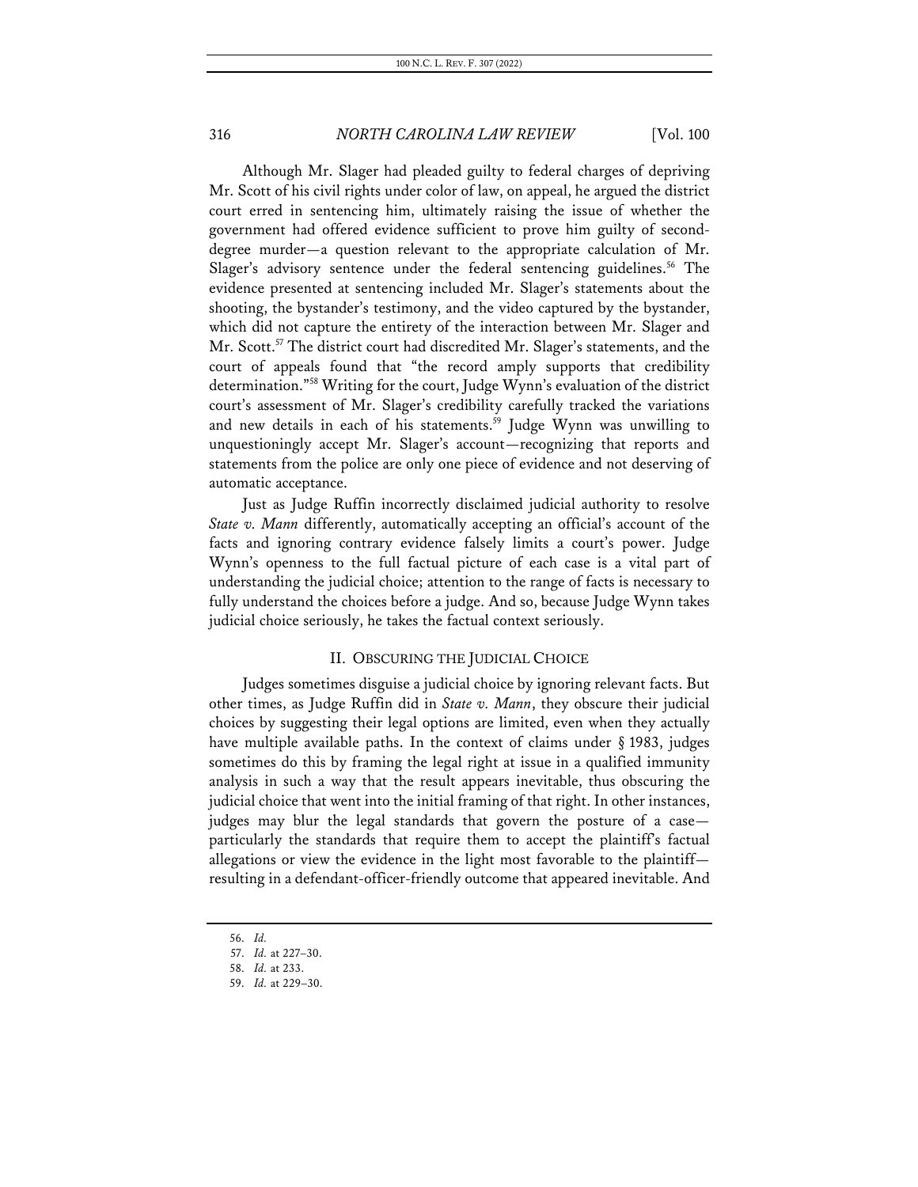Although Mr. Slager had pleaded guilty to federal charges of depriving Mr. Scott of his civil rights under color of law, on appeal, he argued the district court erred in sentencing him, ultimately raising the issue of whether the government had offered evidence sufficient to prove him guilty of second-degree murder—a question relevant to the appropriate calculation of Mr. Slager's advisory sentence under the federal sentencing guidelines.[56] The evidence presented at sentencing included Mr. Slager's statements about the shooting, the bystander's testimony, and the video captured by the bystander, which did not capture the entirety of the interaction between Mr. Slager and Mr. Scott.[57] The district court had discredited Mr. Slager's statements, and the court of appeals found that "the record amply supports that credibility determination."[58] Writing for the court, Judge Wynn's evaluation of the district court's assessment of Mr. Slager's credibility carefully tracked the variations and new details in each of his statements.[59] Judge Wynn was unwilling to unquestioningly accept Mr. Slager's account—recognizing that reports and statements from the police are only one piece of evidence and not deserving of automatic acceptance.

Just as Judge Ruffin incorrectly disclaimed judicial authority to resolve *State v. Mann* differently, automatically accepting an official's account of the facts and ignoring contrary evidence falsely limits a court's power. Judge Wynn's openness to the full factual picture of each case is a vital part of understanding the judicial choice; attention to the range of facts is necessary to fully understand the choices before a judge. And so, because Judge Wynn takes judicial choice seriously, he takes the factual context seriously.

## II. OBSCURING THE JUDICIAL CHOICE

Judges sometimes disguise a judicial choice by ignoring relevant facts. But other times, as Judge Ruffin did in *State v. Mann*, they obscure their judicial choices by suggesting their legal options are limited, even when they actually have multiple available paths. In the context of claims under § 1983, judges sometimes do this by framing the legal right at issue in a qualified immunity analysis in such a way that the result appears inevitable, thus obscuring the judicial choice that went into the initial framing of that right. In other instances, judges may blur the legal standards that govern the posture of a case—particularly the standards that require them to accept the plaintiff's factual allegations or view the evidence in the light most favorable to the plaintiff—resulting in a defendant-officer-friendly outcome that appeared inevitable. And

56. *Id.*

57. *Id.* at 227–30.

58. *Id.* at 233.

59. *Id.* at 229–30.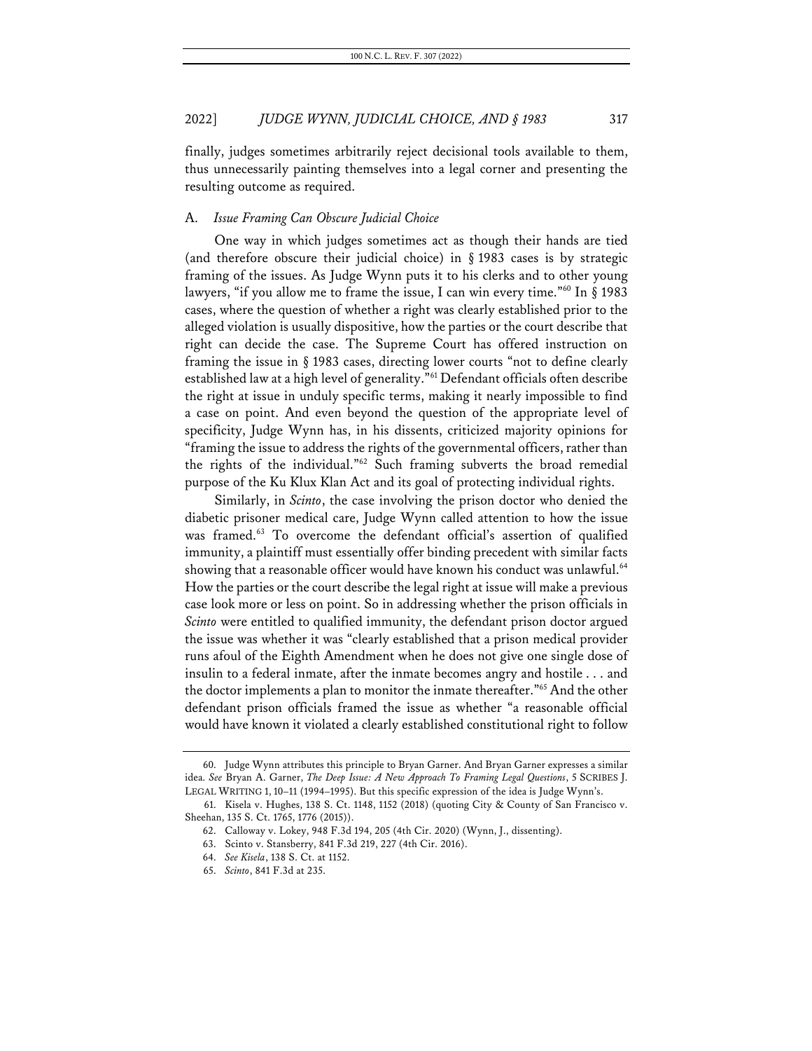finally, judges sometimes arbitrarily reject decisional tools available to them, thus unnecessarily painting themselves into a legal corner and presenting the resulting outcome as required.

### A. *Issue Framing Can Obscure Judicial Choice*

One way in which judges sometimes act as though their hands are tied (and therefore obscure their judicial choice) in § 1983 cases is by strategic framing of the issues. As Judge Wynn puts it to his clerks and to other young lawyers, "if you allow me to frame the issue, I can win every time."[60] In § 1983 cases, where the question of whether a right was clearly established prior to the alleged violation is usually dispositive, how the parties or the court describe that right can decide the case. The Supreme Court has offered instruction on framing the issue in § 1983 cases, directing lower courts "not to define clearly established law at a high level of generality."[61] Defendant officials often describe the right at issue in unduly specific terms, making it nearly impossible to find a case on point. And even beyond the question of the appropriate level of specificity, Judge Wynn has, in his dissents, criticized majority opinions for "framing the issue to address the rights of the governmental officers, rather than the rights of the individual."[62] Such framing subverts the broad remedial purpose of the Ku Klux Klan Act and its goal of protecting individual rights.

Similarly, in *Scinto*, the case involving the prison doctor who denied the diabetic prisoner medical care, Judge Wynn called attention to how the issue was framed.[63] To overcome the defendant official's assertion of qualified immunity, a plaintiff must essentially offer binding precedent with similar facts showing that a reasonable officer would have known his conduct was unlawful.[64] How the parties or the court describe the legal right at issue will make a previous case look more or less on point. So in addressing whether the prison officials in *Scinto* were entitled to qualified immunity, the defendant prison doctor argued the issue was whether it was "clearly established that a prison medical provider runs afoul of the Eighth Amendment when he does not give one single dose of insulin to a federal inmate, after the inmate becomes angry and hostile . . . and the doctor implements a plan to monitor the inmate thereafter."[65] And the other defendant prison officials framed the issue as whether "a reasonable official would have known it violated a clearly established constitutional right to follow

---

60. Judge Wynn attributes this principle to Bryan Garner. And Bryan Garner expresses a similar idea. *See* Bryan A. Garner, *The Deep Issue: A New Approach To Framing Legal Questions*, 5 SCRIBES J. LEGAL WRITING 1, 10–11 (1994–1995). But this specific expression of the idea is Judge Wynn's.

61. Kisela v. Hughes, 138 S. Ct. 1148, 1152 (2018) (quoting City & County of San Francisco v. Sheehan, 135 S. Ct. 1765, 1776 (2015)).

62. Calloway v. Lokey, 948 F.3d 194, 205 (4th Cir. 2020) (Wynn, J., dissenting).

63. Scinto v. Stansberry, 841 F.3d 219, 227 (4th Cir. 2016).

64. *See Kisela*, 138 S. Ct. at 1152.

65. *Scinto*, 841 F.3d at 235.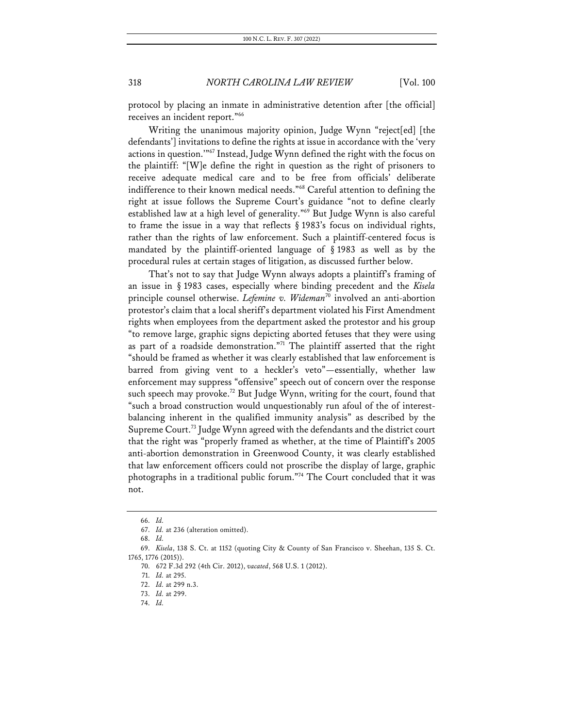protocol by placing an inmate in administrative detention after [the official] receives an incident report."[66]

Writing the unanimous majority opinion, Judge Wynn "reject[ed] [the defendants'] invitations to define the rights at issue in accordance with the 'very actions in question.'"[67] Instead, Judge Wynn defined the right with the focus on the plaintiff: "[W]e define the right in question as the right of prisoners to receive adequate medical care and to be free from officials' deliberate indifference to their known medical needs."[68] Careful attention to defining the right at issue follows the Supreme Court's guidance "not to define clearly established law at a high level of generality."[69] But Judge Wynn is also careful to frame the issue in a way that reflects § 1983's focus on individual rights, rather than the rights of law enforcement. Such a plaintiff-centered focus is mandated by the plaintiff-oriented language of § 1983 as well as by the procedural rules at certain stages of litigation, as discussed further below.

That's not to say that Judge Wynn always adopts a plaintiff's framing of an issue in § 1983 cases, especially where binding precedent and the *Kisela* principle counsel otherwise. *Lefemine v. Wideman*[70] involved an anti-abortion protestor's claim that a local sheriff's department violated his First Amendment rights when employees from the department asked the protestor and his group "to remove large, graphic signs depicting aborted fetuses that they were using as part of a roadside demonstration."[71] The plaintiff asserted that the right "should be framed as whether it was clearly established that law enforcement is barred from giving vent to a heckler's veto"—essentially, whether law enforcement may suppress "offensive" speech out of concern over the response such speech may provoke.[72] But Judge Wynn, writing for the court, found that "such a broad construction would unquestionably run afoul of the of interest-balancing inherent in the qualified immunity analysis" as described by the Supreme Court.[73] Judge Wynn agreed with the defendants and the district court that the right was "properly framed as whether, at the time of Plaintiff's 2005 anti-abortion demonstration in Greenwood County, it was clearly established that law enforcement officers could not proscribe the display of large, graphic photographs in a traditional public forum."[74] The Court concluded that it was not.

---

66. *Id.*

67. *Id.* at 236 (alteration omitted).

68. *Id.*

69. *Kisela*, 138 S. Ct. at 1152 (quoting City & County of San Francisco v. Sheehan, 135 S. Ct. 1765, 1776 (2015)).

70. 672 F.3d 292 (4th Cir. 2012), *vacated*, 568 U.S. 1 (2012).

71. *Id.* at 295.

72. *Id.* at 299 n.3.

73. *Id.* at 299.

74. *Id.*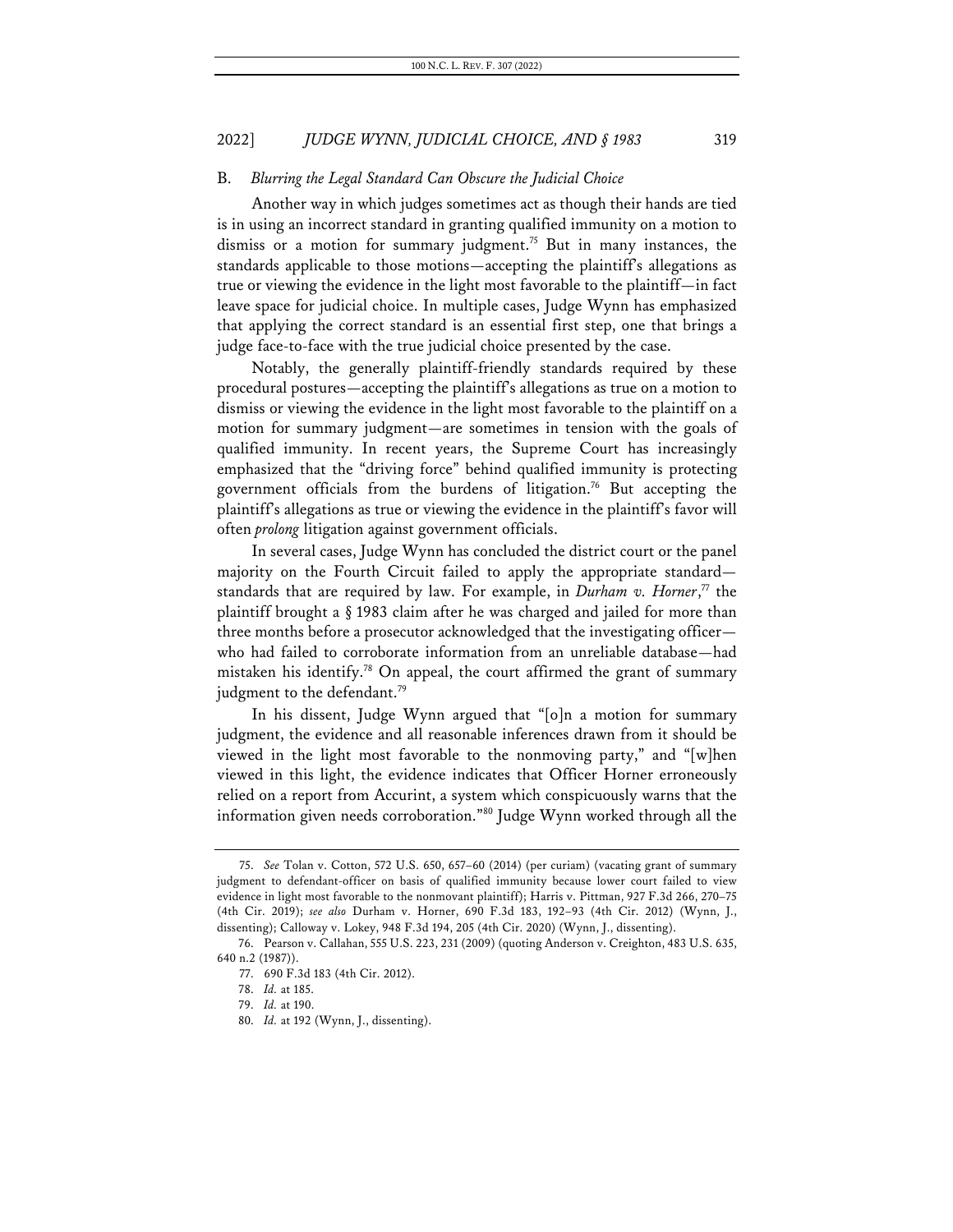### B. *Blurring the Legal Standard Can Obscure the Judicial Choice*

Another way in which judges sometimes act as though their hands are tied is in using an incorrect standard in granting qualified immunity on a motion to dismiss or a motion for summary judgment.[75] But in many instances, the standards applicable to those motions—accepting the plaintiff's allegations as true or viewing the evidence in the light most favorable to the plaintiff—in fact leave space for judicial choice. In multiple cases, Judge Wynn has emphasized that applying the correct standard is an essential first step, one that brings a judge face-to-face with the true judicial choice presented by the case.

Notably, the generally plaintiff-friendly standards required by these procedural postures—accepting the plaintiff's allegations as true on a motion to dismiss or viewing the evidence in the light most favorable to the plaintiff on a motion for summary judgment—are sometimes in tension with the goals of qualified immunity. In recent years, the Supreme Court has increasingly emphasized that the "driving force" behind qualified immunity is protecting government officials from the burdens of litigation.[76] But accepting the plaintiff's allegations as true or viewing the evidence in the plaintiff's favor will often *prolong* litigation against government officials.

In several cases, Judge Wynn has concluded the district court or the panel majority on the Fourth Circuit failed to apply the appropriate standard—standards that are required by law. For example, in *Durham v. Horner*,[77] the plaintiff brought a § 1983 claim after he was charged and jailed for more than three months before a prosecutor acknowledged that the investigating officer—who had failed to corroborate information from an unreliable database—had mistaken his identify.[78] On appeal, the court affirmed the grant of summary judgment to the defendant.[79]

In his dissent, Judge Wynn argued that "[o]n a motion for summary judgment, the evidence and all reasonable inferences drawn from it should be viewed in the light most favorable to the nonmoving party," and "[w]hen viewed in this light, the evidence indicates that Officer Horner erroneously relied on a report from Accurint, a system which conspicuously warns that the information given needs corroboration."[80] Judge Wynn worked through all the

---

75. *See* Tolan v. Cotton, 572 U.S. 650, 657–60 (2014) (per curiam) (vacating grant of summary judgment to defendant-officer on basis of qualified immunity because lower court failed to view evidence in light most favorable to the nonmovant plaintiff); Harris v. Pittman, 927 F.3d 266, 270–75 (4th Cir. 2019); *see also* Durham v. Horner, 690 F.3d 183, 192–93 (4th Cir. 2012) (Wynn, J., dissenting); Calloway v. Lokey, 948 F.3d 194, 205 (4th Cir. 2020) (Wynn, J., dissenting).

76. Pearson v. Callahan, 555 U.S. 223, 231 (2009) (quoting Anderson v. Creighton, 483 U.S. 635, 640 n.2 (1987)).

77. 690 F.3d 183 (4th Cir. 2012).

78. *Id.* at 185.

79. *Id.* at 190.

80. *Id.* at 192 (Wynn, J., dissenting).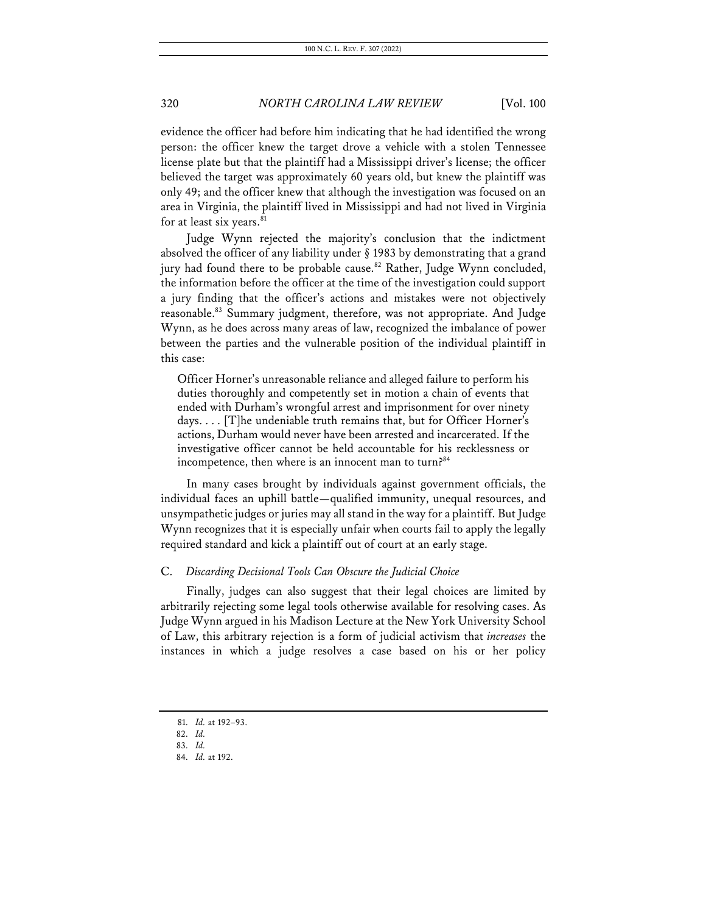evidence the officer had before him indicating that he had identified the wrong person: the officer knew the target drove a vehicle with a stolen Tennessee license plate but that the plaintiff had a Mississippi driver's license; the officer believed the target was approximately 60 years old, but knew the plaintiff was only 49; and the officer knew that although the investigation was focused on an area in Virginia, the plaintiff lived in Mississippi and had not lived in Virginia for at least six years.[81]

Judge Wynn rejected the majority's conclusion that the indictment absolved the officer of any liability under § 1983 by demonstrating that a grand jury had found there to be probable cause.[82] Rather, Judge Wynn concluded, the information before the officer at the time of the investigation could support a jury finding that the officer's actions and mistakes were not objectively reasonable.[83] Summary judgment, therefore, was not appropriate. And Judge Wynn, as he does across many areas of law, recognized the imbalance of power between the parties and the vulnerable position of the individual plaintiff in this case:

> Officer Horner's unreasonable reliance and alleged failure to perform his duties thoroughly and competently set in motion a chain of events that ended with Durham's wrongful arrest and imprisonment for over ninety days. . . . [T]he undeniable truth remains that, but for Officer Horner's actions, Durham would never have been arrested and incarcerated. If the investigative officer cannot be held accountable for his recklessness or incompetence, then where is an innocent man to turn?[84]

In many cases brought by individuals against government officials, the individual faces an uphill battle—qualified immunity, unequal resources, and unsympathetic judges or juries may all stand in the way for a plaintiff. But Judge Wynn recognizes that it is especially unfair when courts fail to apply the legally required standard and kick a plaintiff out of court at an early stage.

### C. *Discarding Decisional Tools Can Obscure the Judicial Choice*

Finally, judges can also suggest that their legal choices are limited by arbitrarily rejecting some legal tools otherwise available for resolving cases. As Judge Wynn argued in his Madison Lecture at the New York University School of Law, this arbitrary rejection is a form of judicial activism that *increases* the instances in which a judge resolves a case based on his or her policy

---

81. *Id.* at 192–93.

82. *Id.*

83. *Id.*

84. *Id.* at 192.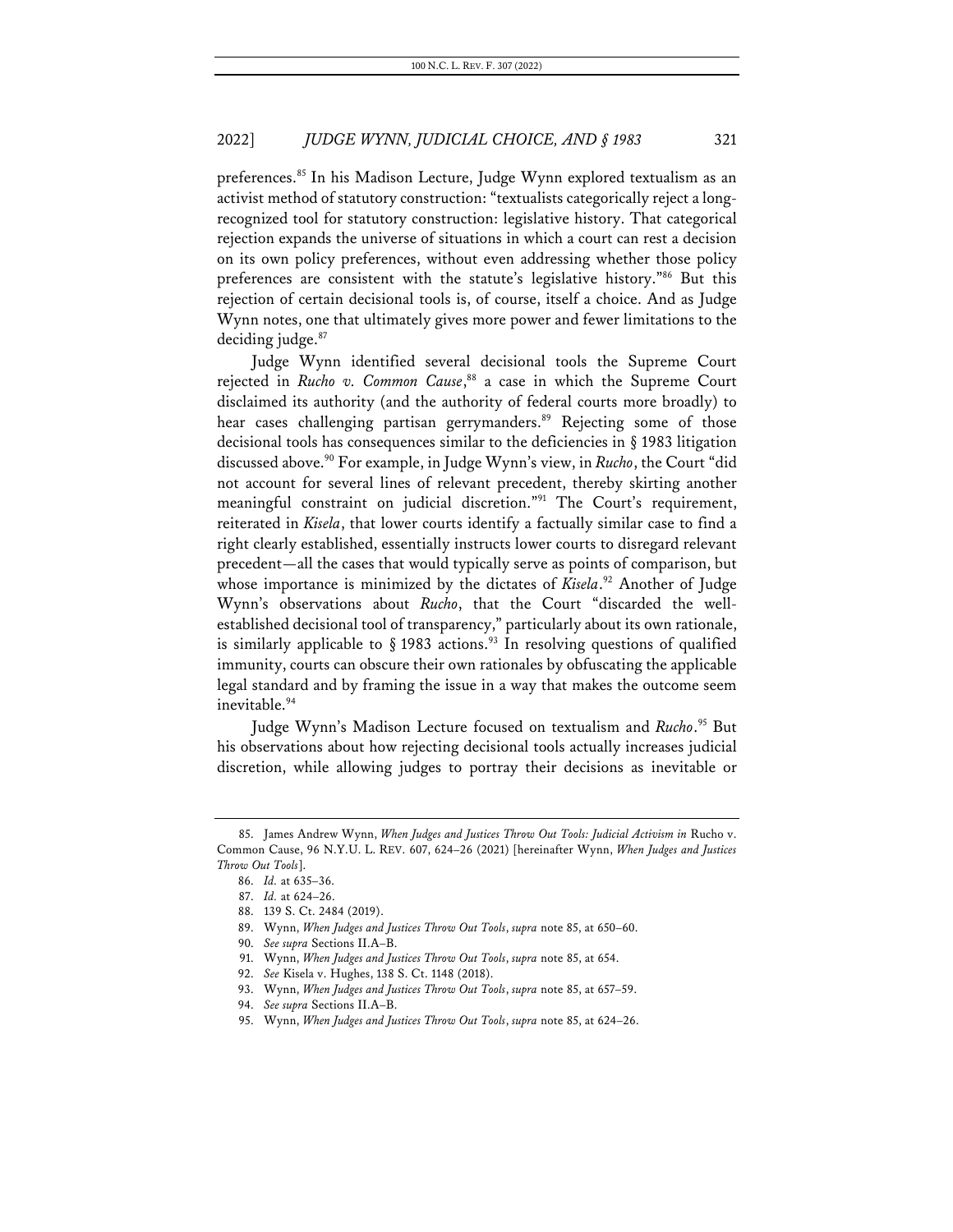preferences.[85] In his Madison Lecture, Judge Wynn explored textualism as an activist method of statutory construction: "textualists categorically reject a long-recognized tool for statutory construction: legislative history. That categorical rejection expands the universe of situations in which a court can rest a decision on its own policy preferences, without even addressing whether those policy preferences are consistent with the statute's legislative history."[86] But this rejection of certain decisional tools is, of course, itself a choice. And as Judge Wynn notes, one that ultimately gives more power and fewer limitations to the deciding judge.[87]

Judge Wynn identified several decisional tools the Supreme Court rejected in *Rucho v. Common Cause*,[88] a case in which the Supreme Court disclaimed its authority (and the authority of federal courts more broadly) to hear cases challenging partisan gerrymanders.[89] Rejecting some of those decisional tools has consequences similar to the deficiencies in § 1983 litigation discussed above.[90] For example, in Judge Wynn's view, in *Rucho*, the Court "did not account for several lines of relevant precedent, thereby skirting another meaningful constraint on judicial discretion."[91] The Court's requirement, reiterated in *Kisela*, that lower courts identify a factually similar case to find a right clearly established, essentially instructs lower courts to disregard relevant precedent—all the cases that would typically serve as points of comparison, but whose importance is minimized by the dictates of *Kisela*.[92] Another of Judge Wynn's observations about *Rucho*, that the Court "discarded the well-established decisional tool of transparency," particularly about its own rationale, is similarly applicable to § 1983 actions.[93] In resolving questions of qualified immunity, courts can obscure their own rationales by obfuscating the applicable legal standard and by framing the issue in a way that makes the outcome seem inevitable.[94]

Judge Wynn's Madison Lecture focused on textualism and *Rucho*.[95] But his observations about how rejecting decisional tools actually increases judicial discretion, while allowing judges to portray their decisions as inevitable or

---

85. James Andrew Wynn, *When Judges and Justices Throw Out Tools: Judicial Activism in* Rucho v. Common Cause, 96 N.Y.U. L. REV. 607, 624–26 (2021) [hereinafter Wynn, *When Judges and Justices Throw Out Tools*].

86. *Id.* at 635–36.

87. *Id.* at 624–26.

88. 139 S. Ct. 2484 (2019).

89. Wynn, *When Judges and Justices Throw Out Tools*, *supra* note 85, at 650–60.

90. *See supra* Sections II.A–B.

91. Wynn, *When Judges and Justices Throw Out Tools*, *supra* note 85, at 654.

92. *See* Kisela v. Hughes, 138 S. Ct. 1148 (2018).

93. Wynn, *When Judges and Justices Throw Out Tools*, *supra* note 85, at 657–59.

94. *See supra* Sections II.A–B.

95. Wynn, *When Judges and Justices Throw Out Tools*, *supra* note 85, at 624–26.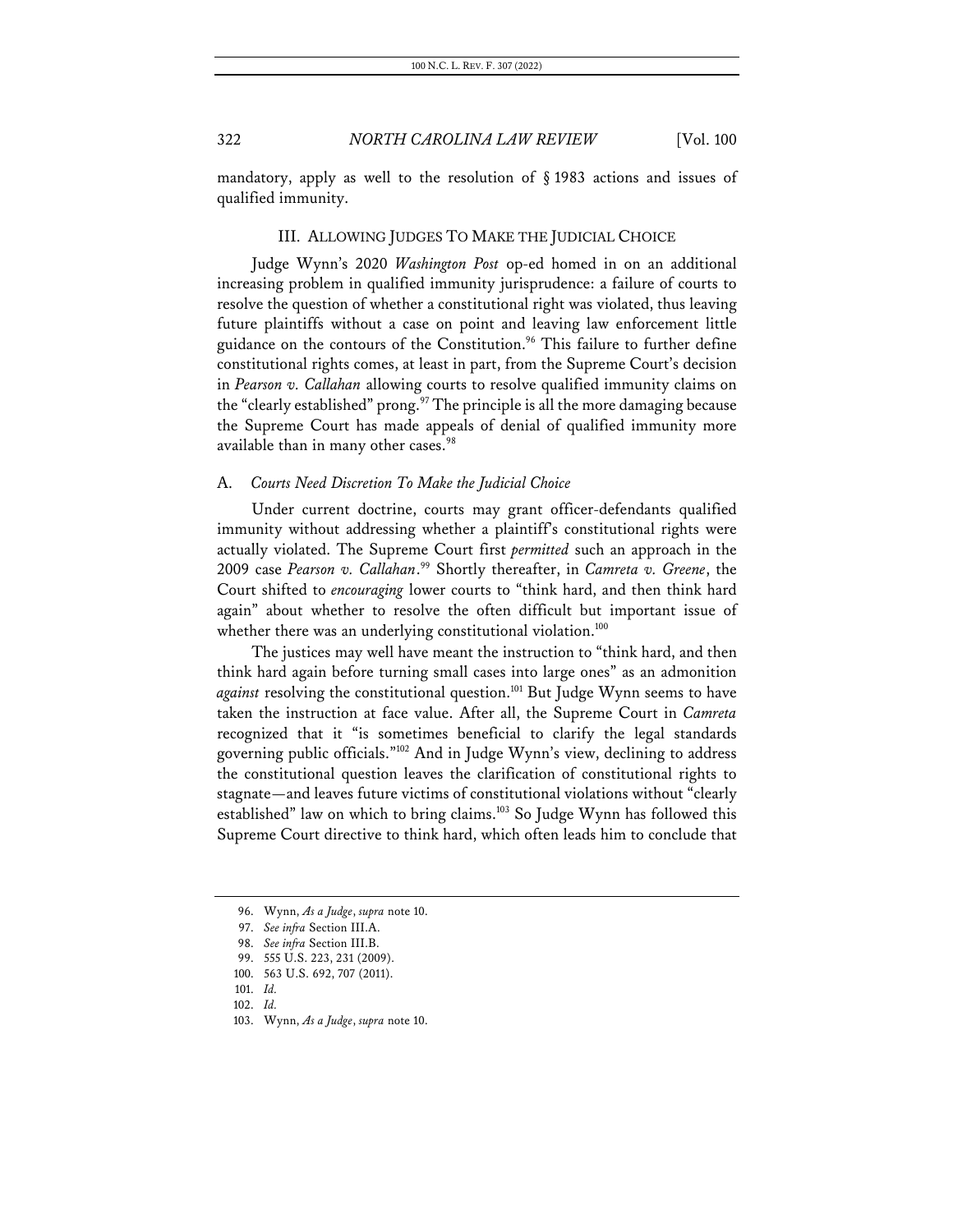mandatory, apply as well to the resolution of § 1983 actions and issues of qualified immunity.

## III. ALLOWING JUDGES TO MAKE THE JUDICIAL CHOICE

Judge Wynn's 2020 *Washington Post* op-ed homed in on an additional increasing problem in qualified immunity jurisprudence: a failure of courts to resolve the question of whether a constitutional right was violated, thus leaving future plaintiffs without a case on point and leaving law enforcement little guidance on the contours of the Constitution.[96] This failure to further define constitutional rights comes, at least in part, from the Supreme Court's decision in *Pearson v. Callahan* allowing courts to resolve qualified immunity claims on the "clearly established" prong.[97] The principle is all the more damaging because the Supreme Court has made appeals of denial of qualified immunity more available than in many other cases.[98]

### A. *Courts Need Discretion To Make the Judicial Choice*

Under current doctrine, courts may grant officer-defendants qualified immunity without addressing whether a plaintiff's constitutional rights were actually violated. The Supreme Court first *permitted* such an approach in the 2009 case *Pearson v. Callahan*.[99] Shortly thereafter, in *Camreta v. Greene*, the Court shifted to *encouraging* lower courts to "think hard, and then think hard again" about whether to resolve the often difficult but important issue of whether there was an underlying constitutional violation.[100]

The justices may well have meant the instruction to "think hard, and then think hard again before turning small cases into large ones" as an admonition *against* resolving the constitutional question.[101] But Judge Wynn seems to have taken the instruction at face value. After all, the Supreme Court in *Camreta* recognized that it "is sometimes beneficial to clarify the legal standards governing public officials."[102] And in Judge Wynn's view, declining to address the constitutional question leaves the clarification of constitutional rights to stagnate—and leaves future victims of constitutional violations without "clearly established" law on which to bring claims.[103] So Judge Wynn has followed this Supreme Court directive to think hard, which often leads him to conclude that

---

96. Wynn, *As a Judge*, *supra* note 10.

97. *See infra* Section III.A.

98. *See infra* Section III.B.

99. 555 U.S. 223, 231 (2009).

100. 563 U.S. 692, 707 (2011).

101. *Id.*

102. *Id.*

103. Wynn, *As a Judge*, *supra* note 10.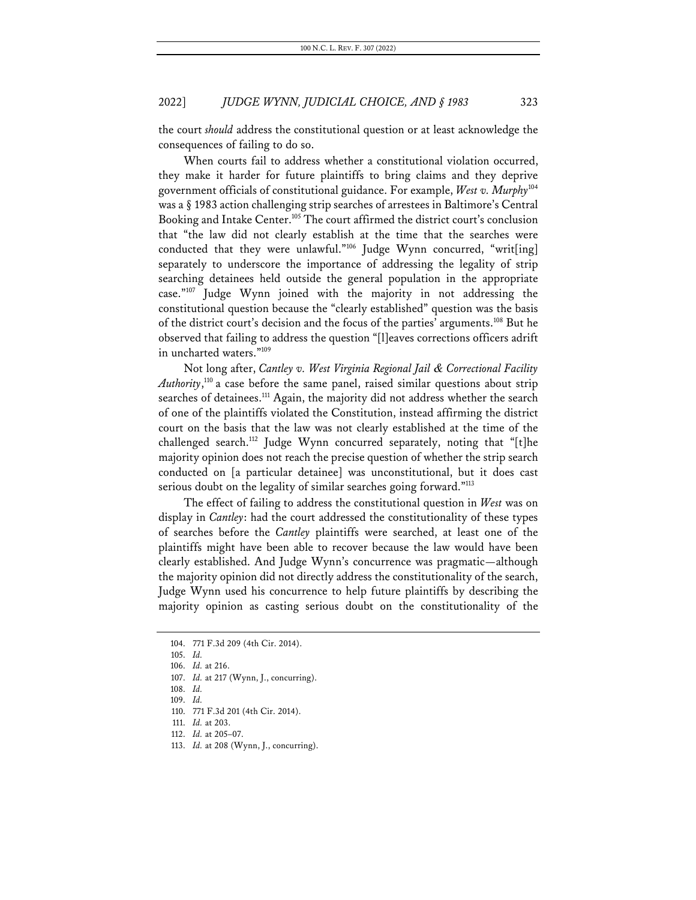the court *should* address the constitutional question or at least acknowledge the consequences of failing to do so.

When courts fail to address whether a constitutional violation occurred, they make it harder for future plaintiffs to bring claims and they deprive government officials of constitutional guidance. For example, *West v. Murphy*[104] was a § 1983 action challenging strip searches of arrestees in Baltimore's Central Booking and Intake Center.[105] The court affirmed the district court's conclusion that "the law did not clearly establish at the time that the searches were conducted that they were unlawful."[106] Judge Wynn concurred, "writ[ing] separately to underscore the importance of addressing the legality of strip searching detainees held outside the general population in the appropriate case."[107] Judge Wynn joined with the majority in not addressing the constitutional question because the "clearly established" question was the basis of the district court's decision and the focus of the parties' arguments.[108] But he observed that failing to address the question "[l]eaves corrections officers adrift in uncharted waters."[109]

Not long after, *Cantley v. West Virginia Regional Jail & Correctional Facility Authority*,[110] a case before the same panel, raised similar questions about strip searches of detainees.[111] Again, the majority did not address whether the search of one of the plaintiffs violated the Constitution, instead affirming the district court on the basis that the law was not clearly established at the time of the challenged search.[112] Judge Wynn concurred separately, noting that "[t]he majority opinion does not reach the precise question of whether the strip search conducted on [a particular detainee] was unconstitutional, but it does cast serious doubt on the legality of similar searches going forward."[113]

The effect of failing to address the constitutional question in *West* was on display in *Cantley*: had the court addressed the constitutionality of these types of searches before the *Cantley* plaintiffs were searched, at least one of the plaintiffs might have been able to recover because the law would have been clearly established. And Judge Wynn's concurrence was pragmatic—although the majority opinion did not directly address the constitutionality of the search, Judge Wynn used his concurrence to help future plaintiffs by describing the majority opinion as casting serious doubt on the constitutionality of the

104. 771 F.3d 209 (4th Cir. 2014).
105. *Id.*
106. *Id.* at 216.
107. *Id.* at 217 (Wynn, J., concurring).
108. *Id.*
109. *Id.*
110. 771 F.3d 201 (4th Cir. 2014).
111. *Id.* at 203.
112. *Id.* at 205–07.
113. *Id.* at 208 (Wynn, J., concurring).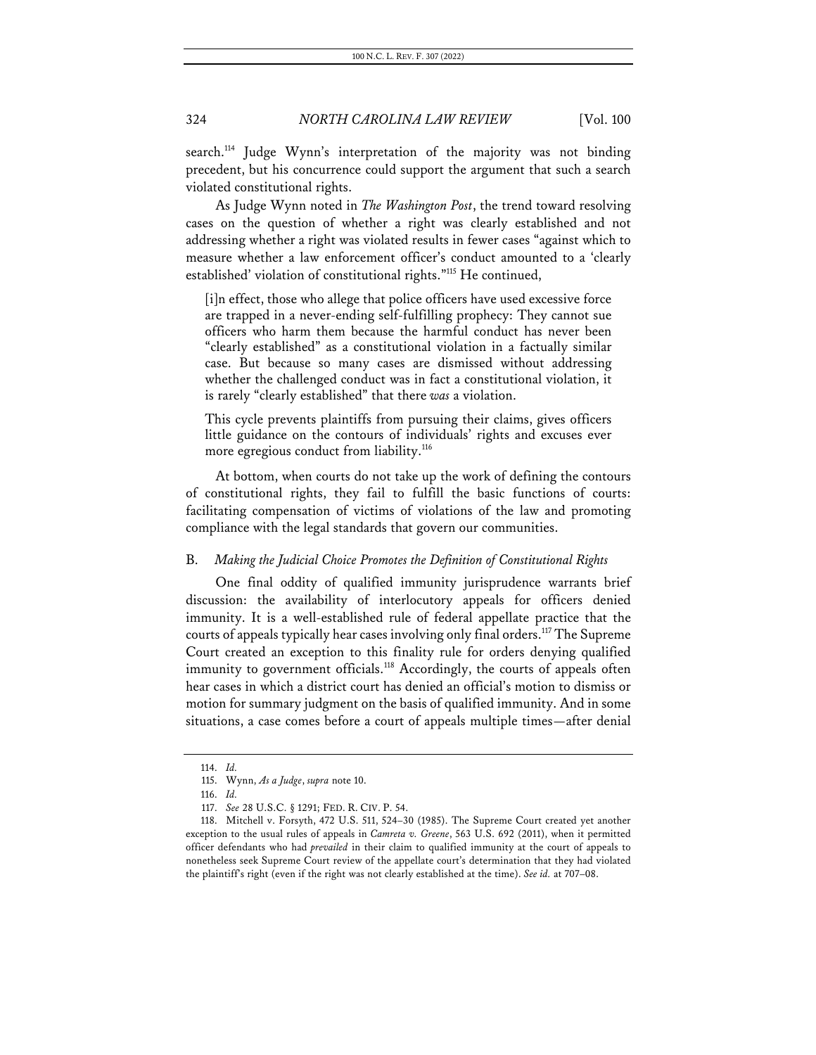search.[114] Judge Wynn's interpretation of the majority was not binding precedent, but his concurrence could support the argument that such a search violated constitutional rights.

As Judge Wynn noted in *The Washington Post*, the trend toward resolving cases on the question of whether a right was clearly established and not addressing whether a right was violated results in fewer cases "against which to measure whether a law enforcement officer's conduct amounted to a 'clearly established' violation of constitutional rights."[115] He continued,

> [i]n effect, those who allege that police officers have used excessive force are trapped in a never-ending self-fulfilling prophecy: They cannot sue officers who harm them because the harmful conduct has never been "clearly established" as a constitutional violation in a factually similar case. But because so many cases are dismissed without addressing whether the challenged conduct was in fact a constitutional violation, it is rarely "clearly established" that there *was* a violation.
>
> This cycle prevents plaintiffs from pursuing their claims, gives officers little guidance on the contours of individuals' rights and excuses ever more egregious conduct from liability.[116]

At bottom, when courts do not take up the work of defining the contours of constitutional rights, they fail to fulfill the basic functions of courts: facilitating compensation of victims of violations of the law and promoting compliance with the legal standards that govern our communities.

## B. *Making the Judicial Choice Promotes the Definition of Constitutional Rights*

One final oddity of qualified immunity jurisprudence warrants brief discussion: the availability of interlocutory appeals for officers denied immunity. It is a well-established rule of federal appellate practice that the courts of appeals typically hear cases involving only final orders.[117] The Supreme Court created an exception to this finality rule for orders denying qualified immunity to government officials.[118] Accordingly, the courts of appeals often hear cases in which a district court has denied an official's motion to dismiss or motion for summary judgment on the basis of qualified immunity. And in some situations, a case comes before a court of appeals multiple times—after denial

---

114. *Id.*

115. Wynn, *As a Judge*, *supra* note 10.

116. *Id.*

117. *See* 28 U.S.C. § 1291; FED. R. CIV. P. 54.

118. Mitchell v. Forsyth, 472 U.S. 511, 524–30 (1985). The Supreme Court created yet another exception to the usual rules of appeals in *Camreta v. Greene*, 563 U.S. 692 (2011), when it permitted officer defendants who had *prevailed* in their claim to qualified immunity at the court of appeals to nonetheless seek Supreme Court review of the appellate court's determination that they had violated the plaintiff's right (even if the right was not clearly established at the time). *See id.* at 707–08.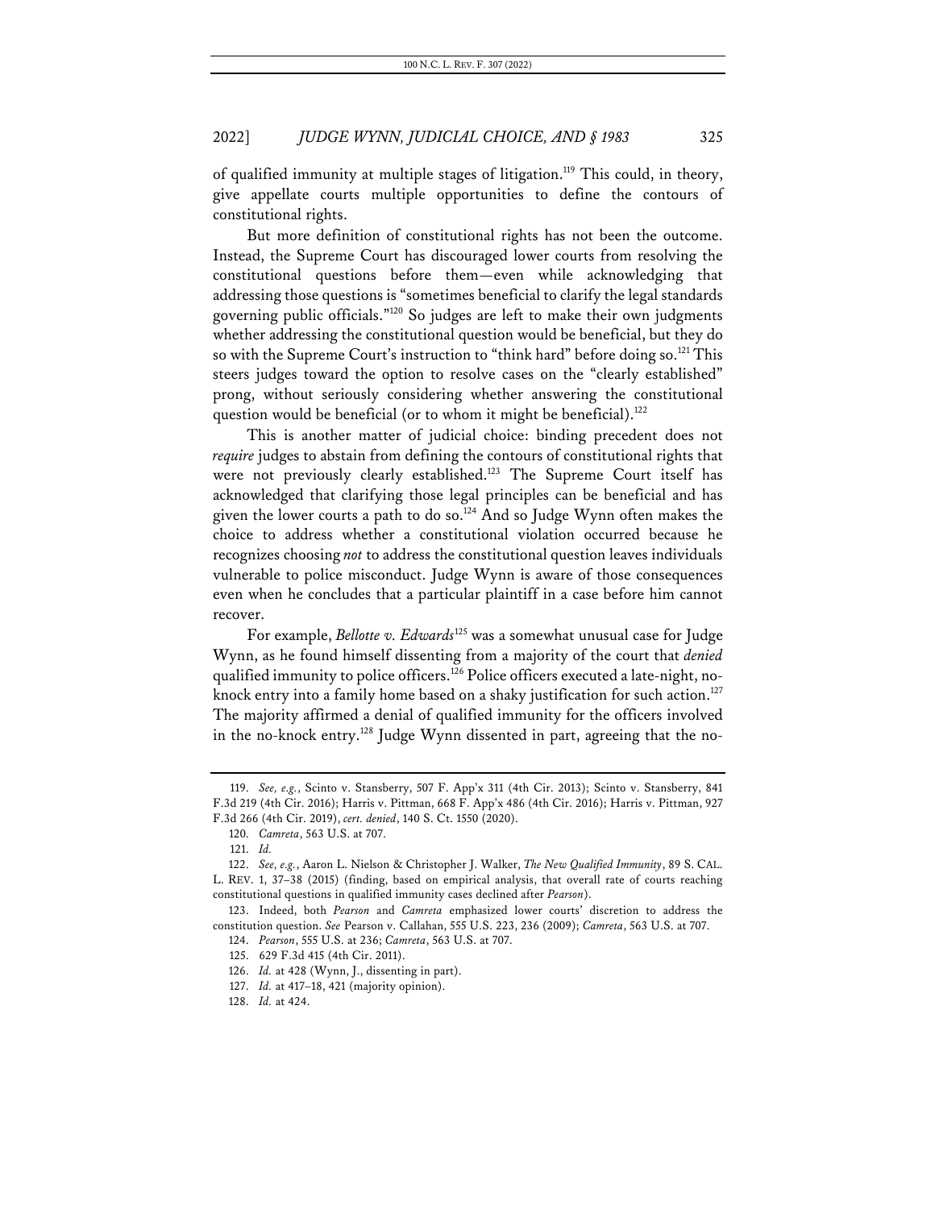of qualified immunity at multiple stages of litigation.[119] This could, in theory, give appellate courts multiple opportunities to define the contours of constitutional rights.

But more definition of constitutional rights has not been the outcome. Instead, the Supreme Court has discouraged lower courts from resolving the constitutional questions before them—even while acknowledging that addressing those questions is "sometimes beneficial to clarify the legal standards governing public officials."[120] So judges are left to make their own judgments whether addressing the constitutional question would be beneficial, but they do so with the Supreme Court's instruction to "think hard" before doing so.[121] This steers judges toward the option to resolve cases on the "clearly established" prong, without seriously considering whether answering the constitutional question would be beneficial (or to whom it might be beneficial).[122]

This is another matter of judicial choice: binding precedent does not *require* judges to abstain from defining the contours of constitutional rights that were not previously clearly established.[123] The Supreme Court itself has acknowledged that clarifying those legal principles can be beneficial and has given the lower courts a path to do so.[124] And so Judge Wynn often makes the choice to address whether a constitutional violation occurred because he recognizes choosing *not* to address the constitutional question leaves individuals vulnerable to police misconduct. Judge Wynn is aware of those consequences even when he concludes that a particular plaintiff in a case before him cannot recover.

For example, *Bellotte v. Edwards*[125] was a somewhat unusual case for Judge Wynn, as he found himself dissenting from a majority of the court that *denied* qualified immunity to police officers.[126] Police officers executed a late-night, no-knock entry into a family home based on a shaky justification for such action.[127] The majority affirmed a denial of qualified immunity for the officers involved in the no-knock entry.[128] Judge Wynn dissented in part, agreeing that the no-

---

119. *See, e.g.*, Scinto v. Stansberry, 507 F. App'x 311 (4th Cir. 2013); Scinto v. Stansberry, 841 F.3d 219 (4th Cir. 2016); Harris v. Pittman, 668 F. App'x 486 (4th Cir. 2016); Harris v. Pittman, 927 F.3d 266 (4th Cir. 2019), *cert. denied*, 140 S. Ct. 1550 (2020).

120. *Camreta*, 563 U.S. at 707.

121. *Id.*

122. *See, e.g.*, Aaron L. Nielson & Christopher J. Walker, *The New Qualified Immunity*, 89 S. CAL. L. REV. 1, 37–38 (2015) (finding, based on empirical analysis, that overall rate of courts reaching constitutional questions in qualified immunity cases declined after *Pearson*).

123. Indeed, both *Pearson* and *Camreta* emphasized lower courts' discretion to address the constitution question. *See* Pearson v. Callahan, 555 U.S. 223, 236 (2009); *Camreta*, 563 U.S. at 707.

124. *Pearson*, 555 U.S. at 236; *Camreta*, 563 U.S. at 707.

125. 629 F.3d 415 (4th Cir. 2011).

126. *Id.* at 428 (Wynn, J., dissenting in part).

127. *Id.* at 417–18, 421 (majority opinion).

128. *Id.* at 424.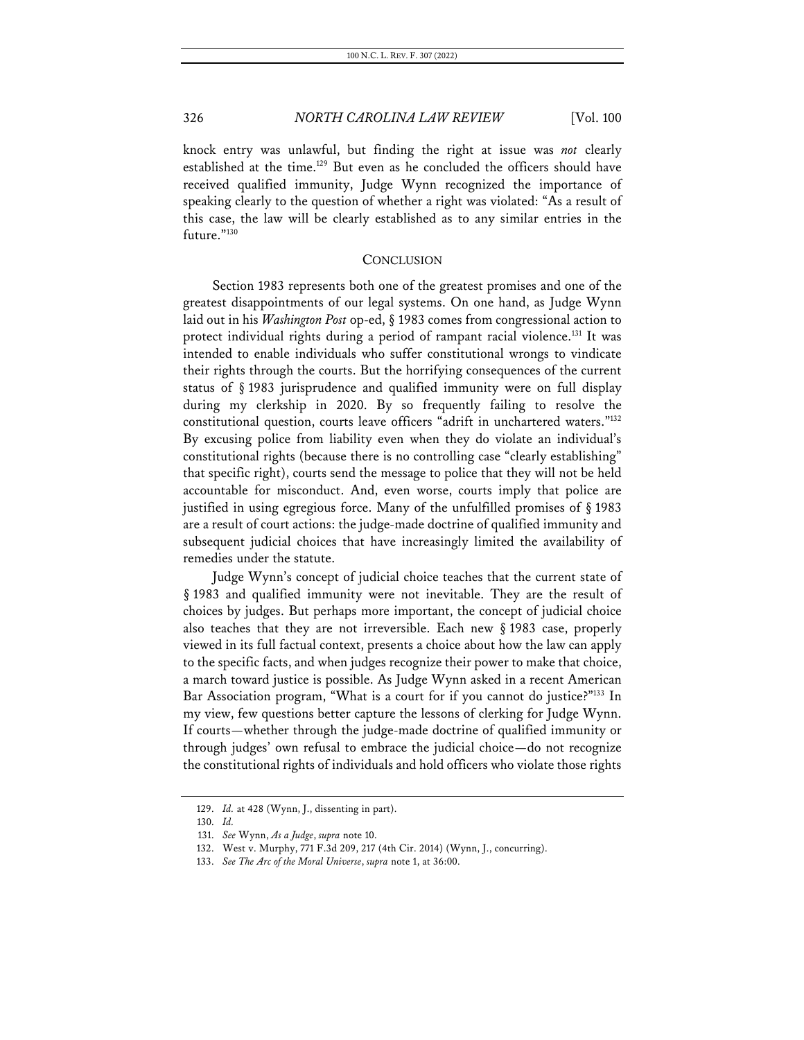knock entry was unlawful, but finding the right at issue was *not* clearly established at the time.[129] But even as he concluded the officers should have received qualified immunity, Judge Wynn recognized the importance of speaking clearly to the question of whether a right was violated: "As a result of this case, the law will be clearly established as to any similar entries in the future."[130]

## CONCLUSION

Section 1983 represents both one of the greatest promises and one of the greatest disappointments of our legal systems. On one hand, as Judge Wynn laid out in his *Washington Post* op-ed, § 1983 comes from congressional action to protect individual rights during a period of rampant racial violence.[131] It was intended to enable individuals who suffer constitutional wrongs to vindicate their rights through the courts. But the horrifying consequences of the current status of § 1983 jurisprudence and qualified immunity were on full display during my clerkship in 2020. By so frequently failing to resolve the constitutional question, courts leave officers "adrift in unchartered waters."[132] By excusing police from liability even when they do violate an individual's constitutional rights (because there is no controlling case "clearly establishing" that specific right), courts send the message to police that they will not be held accountable for misconduct. And, even worse, courts imply that police are justified in using egregious force. Many of the unfulfilled promises of § 1983 are a result of court actions: the judge-made doctrine of qualified immunity and subsequent judicial choices that have increasingly limited the availability of remedies under the statute.

Judge Wynn's concept of judicial choice teaches that the current state of § 1983 and qualified immunity were not inevitable. They are the result of choices by judges. But perhaps more important, the concept of judicial choice also teaches that they are not irreversible. Each new § 1983 case, properly viewed in its full factual context, presents a choice about how the law can apply to the specific facts, and when judges recognize their power to make that choice, a march toward justice is possible. As Judge Wynn asked in a recent American Bar Association program, "What is a court for if you cannot do justice?"[133] In my view, few questions better capture the lessons of clerking for Judge Wynn. If courts—whether through the judge-made doctrine of qualified immunity or through judges' own refusal to embrace the judicial choice—do not recognize the constitutional rights of individuals and hold officers who violate those rights

---

129. *Id.* at 428 (Wynn, J., dissenting in part).

130. *Id.*

131. *See* Wynn, *As a Judge*, *supra* note 10.

132. West v. Murphy, 771 F.3d 209, 217 (4th Cir. 2014) (Wynn, J., concurring).

133. *See The Arc of the Moral Universe*, *supra* note 1, at 36:00.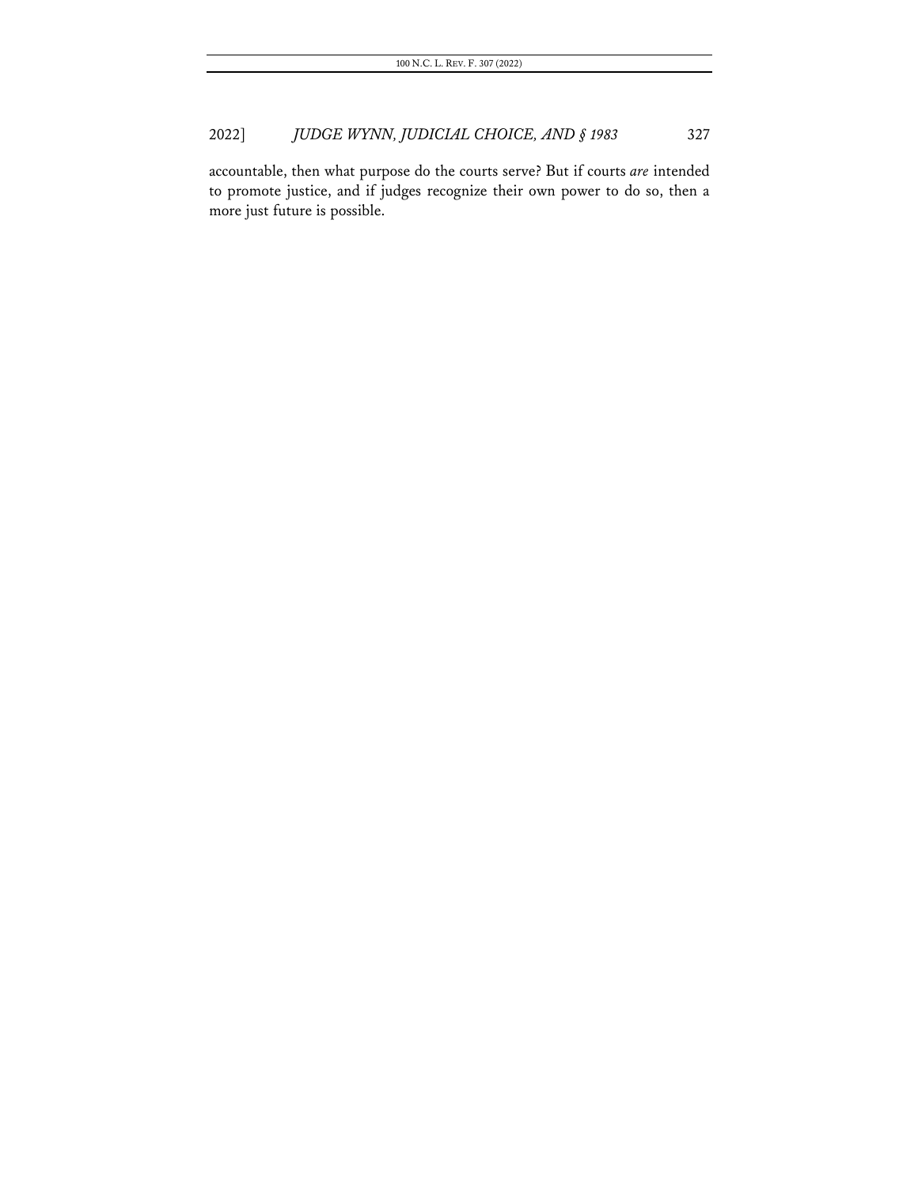accountable, then what purpose do the courts serve? But if courts *are* intended to promote justice, and if judges recognize their own power to do so, then a more just future is possible.